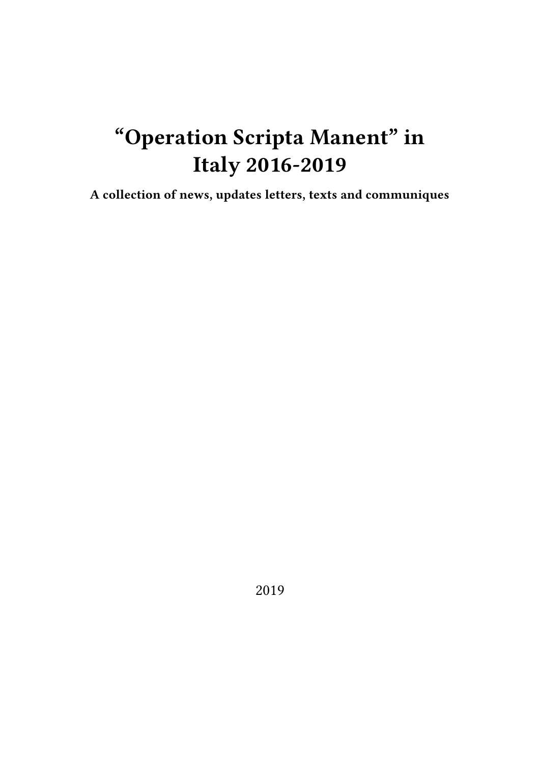# “Operation Scripta Manent” in Italy 2016-2019

**A collection of news, updates letters, texts and communiques**

2019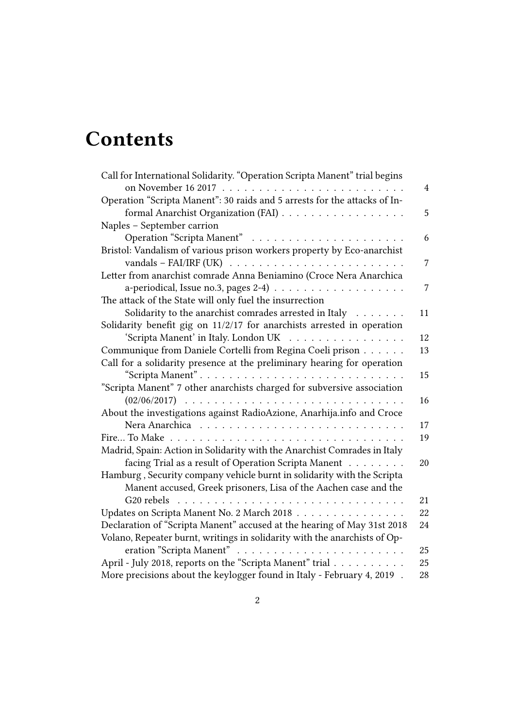# Contents

- Call for International Solidarity. "Operation Scripta Manent" trial begins on November 16 2017 . . . . . 4
- Operation "Scripta Manent": 30 raids and 5 arrests for the attacks of Informal Anarchist Organization (FAI) . . . . . 5
- Naples – September carrion Operation "Scripta Manent" . . . . . 6
- Bristol: Vandalism of various prison workers property by Eco-anarchist vandals – FAI/IRF (UK) . . . . . 7
- Letter from anarchist comrade Anna Beniamino (Croce Nera Anarchica a-periodical, Issue no.3, pages 2-4) . . . . . 7
- The attack of the State will only fuel the insurrection Solidarity to the anarchist comrades arrested in Italy . . . . . 11
- Solidarity benefit gig on 11/2/17 for anarchists arrested in operation 'Scripta Manent' in Italy. London UK . . . . . 12
- Communique from Daniele Cortelli from Regina Coeli prison . . . . . 13
- Call for a solidarity presence at the preliminary hearing for operation "Scripta Manent" . . . . . 15
- "Scripta Manent" 7 other anarchists charged for subversive association (02/06/2017) . . . . . 16
- About the investigations against RadioAzione, Anarhija.info and Croce Nera Anarchica . . . . . 17
- Fire… To Make . . . . . 19
- Madrid, Spain: Action in Solidarity with the Anarchist Comrades in Italy facing Trial as a result of Operation Scripta Manent . . . . . 20
- Hamburg , Security company vehicle burnt in solidarity with the Scripta Manent accused, Greek prisoners, Lisa of the Aachen case and the G20 rebels . . . . . 21
- Updates on Scripta Manent No. 2 March 2018 . . . . . 22
- Declaration of "Scripta Manent" accused at the hearing of May 31st 2018 . . . . . 24
- Volano, Repeater burnt, writings in solidarity with the anarchists of Operation "Scripta Manent" . . . . . 25
- April - July 2018, reports on the "Scripta Manent" trial . . . . . 25
- More precisions about the keylogger found in Italy - February 4, 2019 . . . . . 28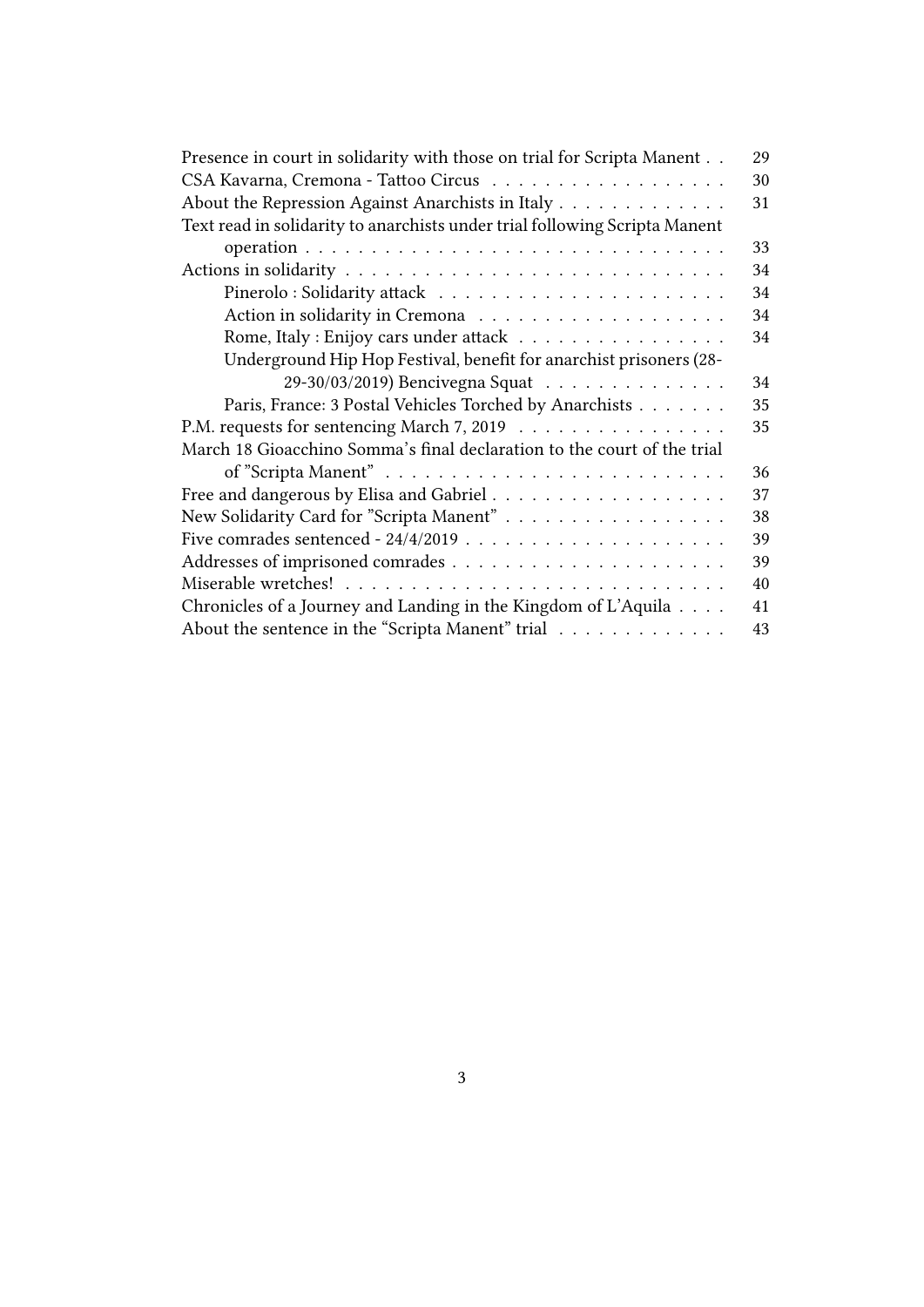Presence in court in solidarity with those on trial for Scripta Manent . . 29
CSA Kavarna, Cremona - Tattoo Circus . . . . . . . . . . . . . . . . . . 30
About the Repression Against Anarchists in Italy . . . . . . . . . . . . . 31
Text read in solidarity to anarchists under trial following Scripta Manent operation . . . . . . . . . . . . . . . . . . . . . . . . . . . . . . . 33
Actions in solidarity . . . . . . . . . . . . . . . . . . . . . . . . . . . . 34
    Pinerolo : Solidarity attack . . . . . . . . . . . . . . . . . . . . . . 34
    Action in solidarity in Cremona . . . . . . . . . . . . . . . . . . . 34
    Rome, Italy : Enijoy cars under attack . . . . . . . . . . . . . . . . 34
    Underground Hip Hop Festival, benefit for anarchist prisoners (28-29-30/03/2019) Bencivegna Squat . . . . . . . . . . . . . . 34
    Paris, France: 3 Postal Vehicles Torched by Anarchists . . . . . . . 35
P.M. requests for sentencing March 7, 2019 . . . . . . . . . . . . . . . . 35
March 18 Gioacchino Somma's final declaration to the court of the trial of "Scripta Manent" . . . . . . . . . . . . . . . . . . . . . . . . . 36
Free and dangerous by Elisa and Gabriel . . . . . . . . . . . . . . . . . 37
New Solidarity Card for "Scripta Manent" . . . . . . . . . . . . . . . . . 38
Five comrades sentenced - 24/4/2019 . . . . . . . . . . . . . . . . . . . . 39
Addresses of imprisoned comrades . . . . . . . . . . . . . . . . . . . . . 39
Miserable wretches! . . . . . . . . . . . . . . . . . . . . . . . . . . . . 40
Chronicles of a Journey and Landing in the Kingdom of L'Aquila . . . . 41
About the sentence in the "Scripta Manent" trial . . . . . . . . . . . . . 43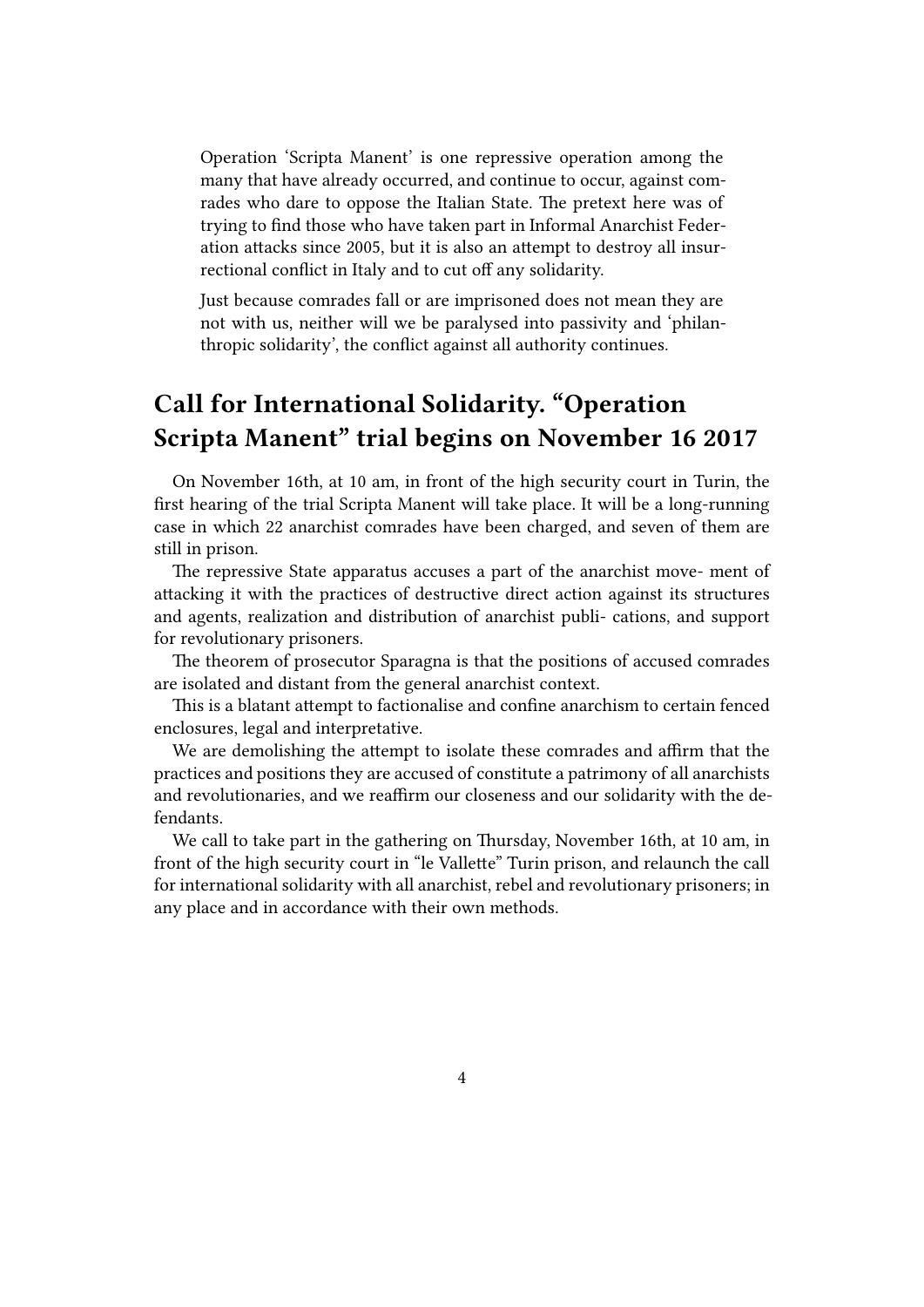Operation 'Scripta Manent' is one repressive operation among the many that have already occurred, and continue to occur, against comrades who dare to oppose the Italian State. The pretext here was of trying to find those who have taken part in Informal Anarchist Federation attacks since 2005, but it is also an attempt to destroy all insurrectional conflict in Italy and to cut off any solidarity.

Just because comrades fall or are imprisoned does not mean they are not with us, neither will we be paralysed into passivity and 'philanthropic solidarity', the conflict against all authority continues.

## Call for International Solidarity. "Operation Scripta Manent" trial begins on November 16 2017

On November 16th, at 10 am, in front of the high security court in Turin, the first hearing of the trial Scripta Manent will take place. It will be a long-running case in which 22 anarchist comrades have been charged, and seven of them are still in prison.

The repressive State apparatus accuses a part of the anarchist move- ment of attacking it with the practices of destructive direct action against its structures and agents, realization and distribution of anarchist publi- cations, and support for revolutionary prisoners.

The theorem of prosecutor Sparagna is that the positions of accused comrades are isolated and distant from the general anarchist context.

This is a blatant attempt to factionalise and confine anarchism to certain fenced enclosures, legal and interpretative.

We are demolishing the attempt to isolate these comrades and affirm that the practices and positions they are accused of constitute a patrimony of all anarchists and revolutionaries, and we reaffirm our closeness and our solidarity with the defendants.

We call to take part in the gathering on Thursday, November 16th, at 10 am, in front of the high security court in "le Vallette" Turin prison, and relaunch the call for international solidarity with all anarchist, rebel and revolutionary prisoners; in any place and in accordance with their own methods.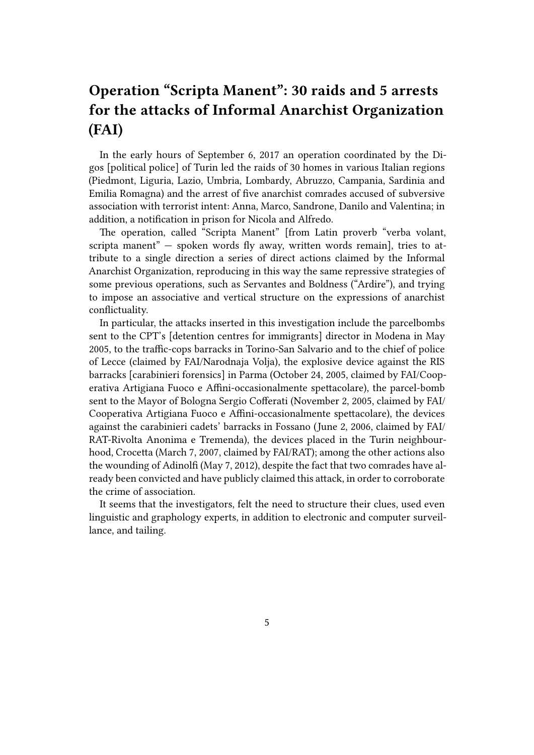## Operation "Scripta Manent": 30 raids and 5 arrests for the attacks of Informal Anarchist Organization (FAI)

In the early hours of September 6, 2017 an operation coordinated by the Digos [political police] of Turin led the raids of 30 homes in various Italian regions (Piedmont, Liguria, Lazio, Umbria, Lombardy, Abruzzo, Campania, Sardinia and Emilia Romagna) and the arrest of five anarchist comrades accused of subversive association with terrorist intent: Anna, Marco, Sandrone, Danilo and Valentina; in addition, a notification in prison for Nicola and Alfredo.

The operation, called "Scripta Manent" [from Latin proverb "verba volant, scripta manent" — spoken words fly away, written words remain], tries to attribute to a single direction a series of direct actions claimed by the Informal Anarchist Organization, reproducing in this way the same repressive strategies of some previous operations, such as Servantes and Boldness ("Ardire"), and trying to impose an associative and vertical structure on the expressions of anarchist conflictuality.

In particular, the attacks inserted in this investigation include the parcelbombs sent to the CPT's [detention centres for immigrants] director in Modena in May 2005, to the traffic-cops barracks in Torino-San Salvario and to the chief of police of Lecce (claimed by FAI/Narodnaja Volja), the explosive device against the RIS barracks [carabinieri forensics] in Parma (October 24, 2005, claimed by FAI/Cooperativa Artigiana Fuoco e Affini-occasionalmente spettacolare), the parcel-bomb sent to the Mayor of Bologna Sergio Cofferati (November 2, 2005, claimed by FAI/Cooperativa Artigiana Fuoco e Affini-occasionalmente spettacolare), the devices against the carabinieri cadets' barracks in Fossano (June 2, 2006, claimed by FAI/RAT-Rivolta Anonima e Tremenda), the devices placed in the Turin neighbourhood, Crocetta (March 7, 2007, claimed by FAI/RAT); among the other actions also the wounding of Adinolfi (May 7, 2012), despite the fact that two comrades have already been convicted and have publicly claimed this attack, in order to corroborate the crime of association.

It seems that the investigators, felt the need to structure their clues, used even linguistic and graphology experts, in addition to electronic and computer surveillance, and tailing.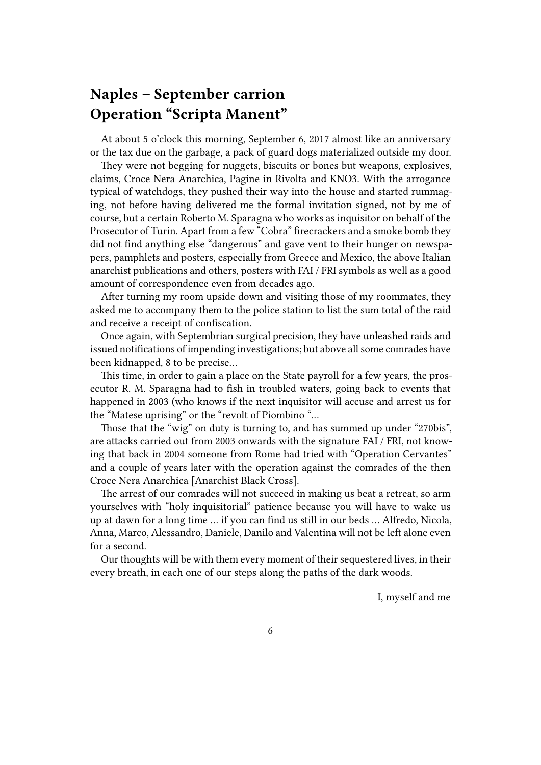## Naples – September carrion Operation "Scripta Manent"

At about 5 o'clock this morning, September 6, 2017 almost like an anniversary or the tax due on the garbage, a pack of guard dogs materialized outside my door.

They were not begging for nuggets, biscuits or bones but weapons, explosives, claims, Croce Nera Anarchica, Pagine in Rivolta and KNO3. With the arrogance typical of watchdogs, they pushed their way into the house and started rummaging, not before having delivered me the formal invitation signed, not by me of course, but a certain Roberto M. Sparagna who works as inquisitor on behalf of the Prosecutor of Turin. Apart from a few "Cobra" firecrackers and a smoke bomb they did not find anything else "dangerous" and gave vent to their hunger on newspapers, pamphlets and posters, especially from Greece and Mexico, the above Italian anarchist publications and others, posters with FAI / FRI symbols as well as a good amount of correspondence even from decades ago.

After turning my room upside down and visiting those of my roommates, they asked me to accompany them to the police station to list the sum total of the raid and receive a receipt of confiscation.

Once again, with Septembrian surgical precision, they have unleashed raids and issued notifications of impending investigations; but above all some comrades have been kidnapped, 8 to be precise…

This time, in order to gain a place on the State payroll for a few years, the prosecutor R. M. Sparagna had to fish in troubled waters, going back to events that happened in 2003 (who knows if the next inquisitor will accuse and arrest us for the "Matese uprising" or the "revolt of Piombino "…

Those that the "wig" on duty is turning to, and has summed up under "270bis", are attacks carried out from 2003 onwards with the signature FAI / FRI, not knowing that back in 2004 someone from Rome had tried with "Operation Cervantes" and a couple of years later with the operation against the comrades of the then Croce Nera Anarchica [Anarchist Black Cross].

The arrest of our comrades will not succeed in making us beat a retreat, so arm yourselves with "holy inquisitorial" patience because you will have to wake us up at dawn for a long time … if you can find us still in our beds … Alfredo, Nicola, Anna, Marco, Alessandro, Daniele, Danilo and Valentina will not be left alone even for a second.

Our thoughts will be with them every moment of their sequestered lives, in their every breath, in each one of our steps along the paths of the dark woods.

I, myself and me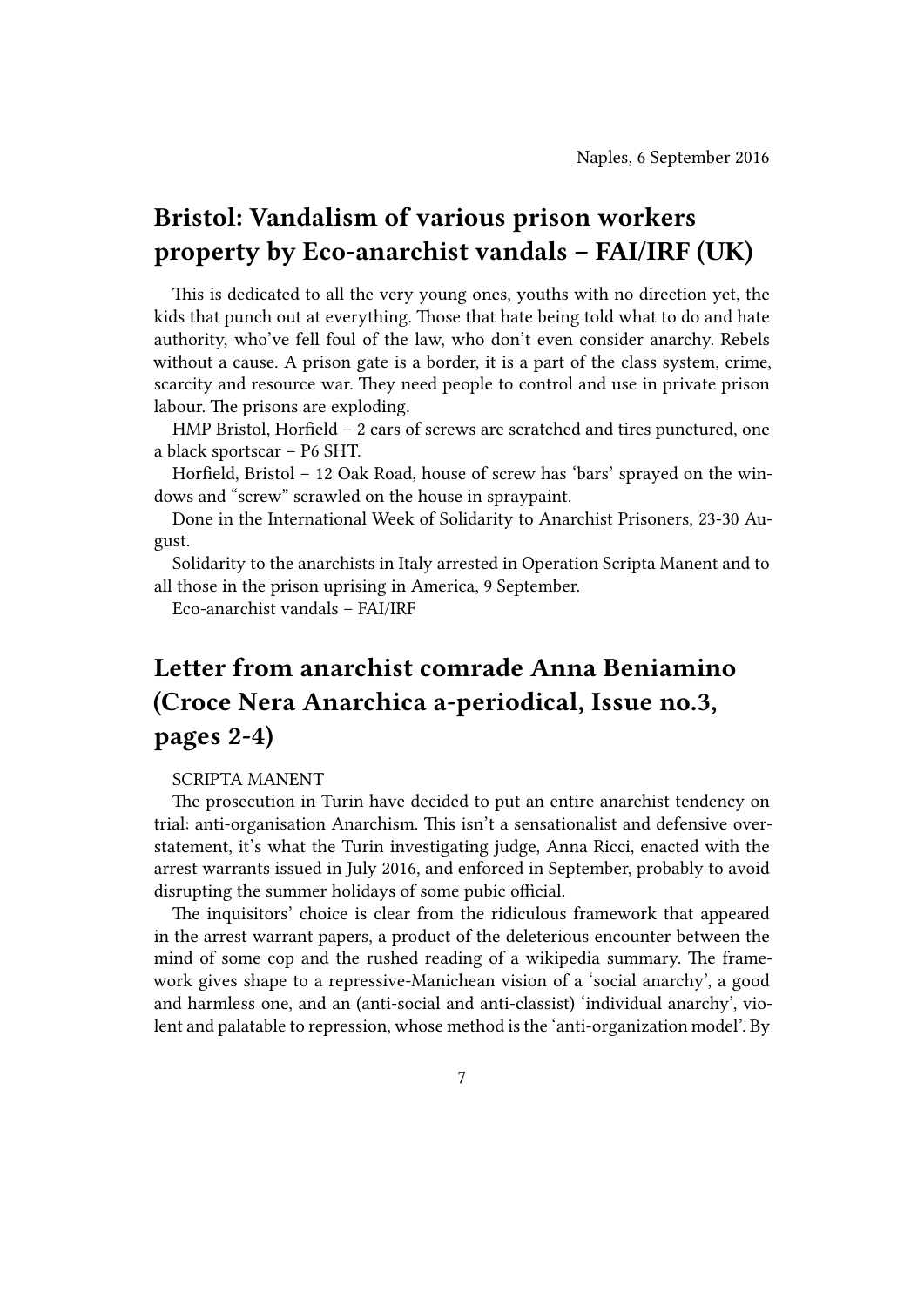Naples, 6 September 2016

## Bristol: Vandalism of various prison workers property by Eco-anarchist vandals – FAI/IRF (UK)

This is dedicated to all the very young ones, youths with no direction yet, the kids that punch out at everything. Those that hate being told what to do and hate authority, who've fell foul of the law, who don't even consider anarchy. Rebels without a cause. A prison gate is a border, it is a part of the class system, crime, scarcity and resource war. They need people to control and use in private prison labour. The prisons are exploding.

HMP Bristol, Horfield – 2 cars of screws are scratched and tires punctured, one a black sportscar – P6 SHT.

Horfield, Bristol – 12 Oak Road, house of screw has 'bars' sprayed on the windows and "screw" scrawled on the house in spraypaint.

Done in the International Week of Solidarity to Anarchist Prisoners, 23-30 August.

Solidarity to the anarchists in Italy arrested in Operation Scripta Manent and to all those in the prison uprising in America, 9 September.

Eco-anarchist vandals – FAI/IRF

## Letter from anarchist comrade Anna Beniamino (Croce Nera Anarchica a-periodical, Issue no.3, pages 2-4)

SCRIPTA MANENT

The prosecution in Turin have decided to put an entire anarchist tendency on trial: anti-organisation Anarchism. This isn't a sensationalist and defensive overstatement, it's what the Turin investigating judge, Anna Ricci, enacted with the arrest warrants issued in July 2016, and enforced in September, probably to avoid disrupting the summer holidays of some pubic official.

The inquisitors' choice is clear from the ridiculous framework that appeared in the arrest warrant papers, a product of the deleterious encounter between the mind of some cop and the rushed reading of a wikipedia summary. The framework gives shape to a repressive-Manichean vision of a 'social anarchy', a good and harmless one, and an (anti-social and anti-classist) 'individual anarchy', violent and palatable to repression, whose method is the 'anti-organization model'. By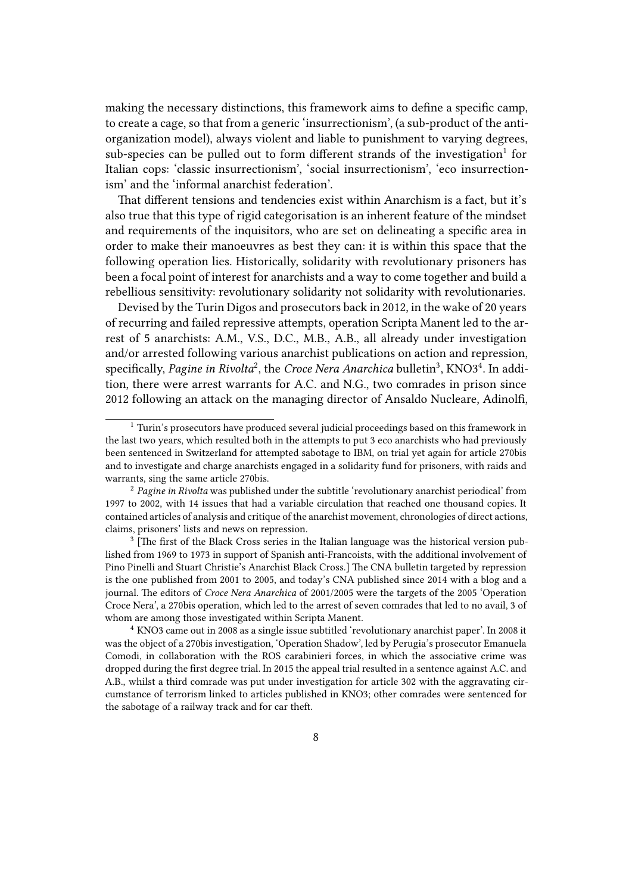making the necessary distinctions, this framework aims to define a specific camp, to create a cage, so that from a generic 'insurrectionism', (a sub-product of the anti-organization model), always violent and liable to punishment to varying degrees, sub-species can be pulled out to form different strands of the investigation[1] for Italian cops: 'classic insurrectionism', 'social insurrectionism', 'eco insurrectionism' and the 'informal anarchist federation'.

That different tensions and tendencies exist within Anarchism is a fact, but it's also true that this type of rigid categorisation is an inherent feature of the mindset and requirements of the inquisitors, who are set on delineating a specific area in order to make their manoeuvres as best they can: it is within this space that the following operation lies. Historically, solidarity with revolutionary prisoners has been a focal point of interest for anarchists and a way to come together and build a rebellious sensitivity: revolutionary solidarity not solidarity with revolutionaries.

Devised by the Turin Digos and prosecutors back in 2012, in the wake of 20 years of recurring and failed repressive attempts, operation Scripta Manent led to the arrest of 5 anarchists: A.M., V.S., D.C., M.B., A.B., all already under investigation and/or arrested following various anarchist publications on action and repression, specifically, *Pagine in Rivolta*[2], the *Croce Nera Anarchica* bulletin[3], KNO3[4]. In addition, there were arrest warrants for A.C. and N.G., two comrades in prison since 2012 following an attack on the managing director of Ansaldo Nucleare, Adinolfi,

---

[1] Turin's prosecutors have produced several judicial proceedings based on this framework in the last two years, which resulted both in the attempts to put 3 eco anarchists who had previously been sentenced in Switzerland for attempted sabotage to IBM, on trial yet again for article 270bis and to investigate and charge anarchists engaged in a solidarity fund for prisoners, with raids and warrants, sing the same article 270bis.

[2] *Pagine in Rivolta* was published under the subtitle 'revolutionary anarchist periodical' from 1997 to 2002, with 14 issues that had a variable circulation that reached one thousand copies. It contained articles of analysis and critique of the anarchist movement, chronologies of direct actions, claims, prisoners' lists and news on repression.

[3] [The first of the Black Cross series in the Italian language was the historical version published from 1969 to 1973 in support of Spanish anti-Francoists, with the additional involvement of Pino Pinelli and Stuart Christie's Anarchist Black Cross.] The CNA bulletin targeted by repression is the one published from 2001 to 2005, and today's CNA published since 2014 with a blog and a journal. The editors of *Croce Nera Anarchica* of 2001/2005 were the targets of the 2005 'Operation Croce Nera', a 270bis operation, which led to the arrest of seven comrades that led to no avail, 3 of whom are among those investigated within Scripta Manent.

[4] KNO3 came out in 2008 as a single issue subtitled 'revolutionary anarchist paper'. In 2008 it was the object of a 270bis investigation, 'Operation Shadow', led by Perugia's prosecutor Emanuela Comodi, in collaboration with the ROS carabinieri forces, in which the associative crime was dropped during the first degree trial. In 2015 the appeal trial resulted in a sentence against A.C. and A.B., whilst a third comrade was put under investigation for article 302 with the aggravating circumstance of terrorism linked to articles published in KNO3; other comrades were sentenced for the sabotage of a railway track and for car theft.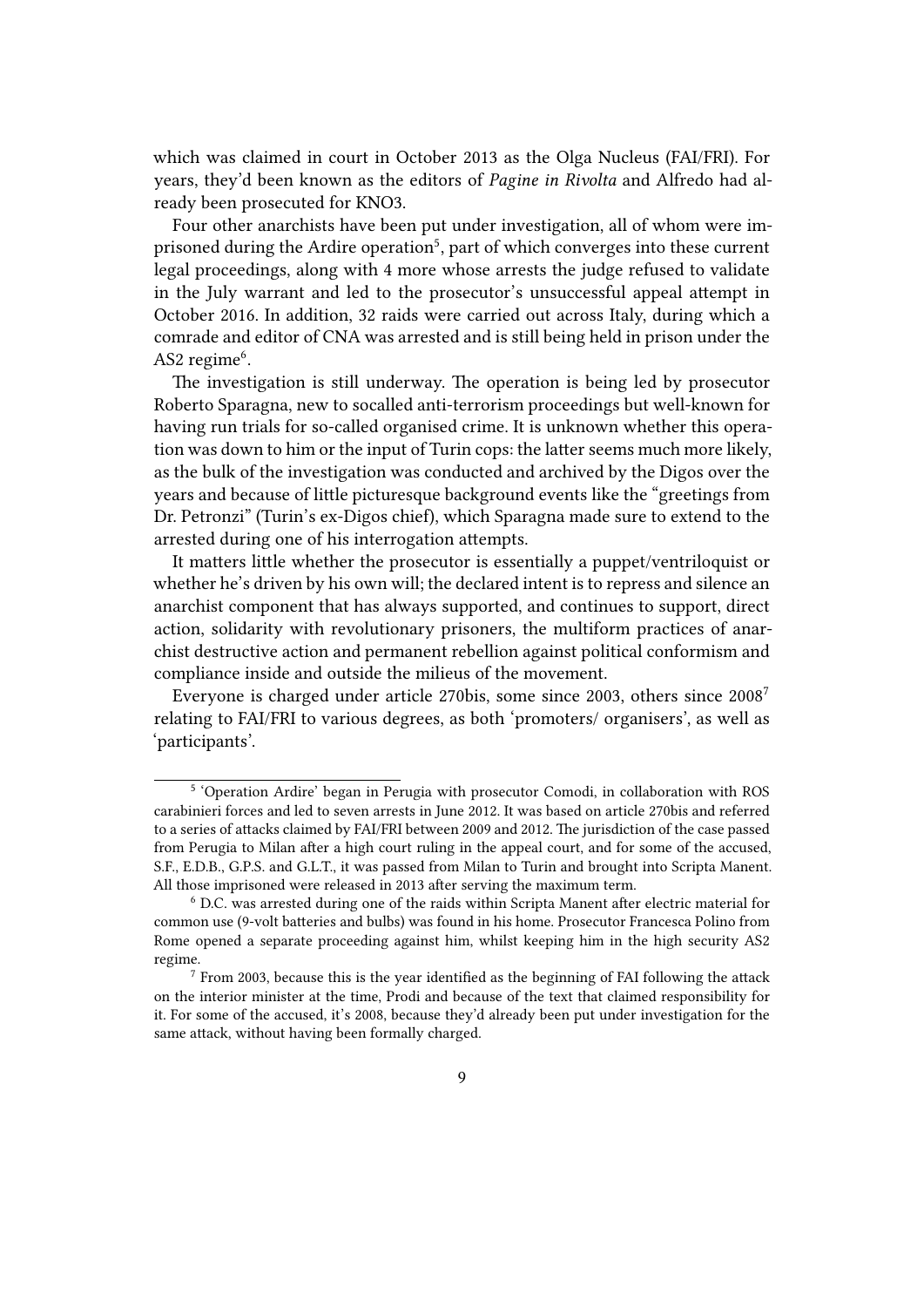which was claimed in court in October 2013 as the Olga Nucleus (FAI/FRI). For years, they'd been known as the editors of *Pagine in Rivolta* and Alfredo had already been prosecuted for KNO3.

Four other anarchists have been put under investigation, all of whom were imprisoned during the Ardire operation[5], part of which converges into these current legal proceedings, along with 4 more whose arrests the judge refused to validate in the July warrant and led to the prosecutor's unsuccessful appeal attempt in October 2016. In addition, 32 raids were carried out across Italy, during which a comrade and editor of CNA was arrested and is still being held in prison under the AS2 regime[6].

The investigation is still underway. The operation is being led by prosecutor Roberto Sparagna, new to socalled anti-terrorism proceedings but well-known for having run trials for so-called organised crime. It is unknown whether this operation was down to him or the input of Turin cops: the latter seems much more likely, as the bulk of the investigation was conducted and archived by the Digos over the years and because of little picturesque background events like the "greetings from Dr. Petronzi" (Turin's ex-Digos chief), which Sparagna made sure to extend to the arrested during one of his interrogation attempts.

It matters little whether the prosecutor is essentially a puppet/ventriloquist or whether he's driven by his own will; the declared intent is to repress and silence an anarchist component that has always supported, and continues to support, direct action, solidarity with revolutionary prisoners, the multiform practices of anarchist destructive action and permanent rebellion against political conformism and compliance inside and outside the milieus of the movement.

Everyone is charged under article 270bis, some since 2003, others since 2008[7] relating to FAI/FRI to various degrees, as both 'promoters/ organisers', as well as 'participants'.

---

[5] 'Operation Ardire' began in Perugia with prosecutor Comodi, in collaboration with ROS carabinieri forces and led to seven arrests in June 2012. It was based on article 270bis and referred to a series of attacks claimed by FAI/FRI between 2009 and 2012. The jurisdiction of the case passed from Perugia to Milan after a high court ruling in the appeal court, and for some of the accused, S.F., E.D.B., G.P.S. and G.L.T., it was passed from Milan to Turin and brought into Scripta Manent. All those imprisoned were released in 2013 after serving the maximum term.

[6] D.C. was arrested during one of the raids within Scripta Manent after electric material for common use (9-volt batteries and bulbs) was found in his home. Prosecutor Francesca Polino from Rome opened a separate proceeding against him, whilst keeping him in the high security AS2 regime.

[7] From 2003, because this is the year identified as the beginning of FAI following the attack on the interior minister at the time, Prodi and because of the text that claimed responsibility for it. For some of the accused, it's 2008, because they'd already been put under investigation for the same attack, without having been formally charged.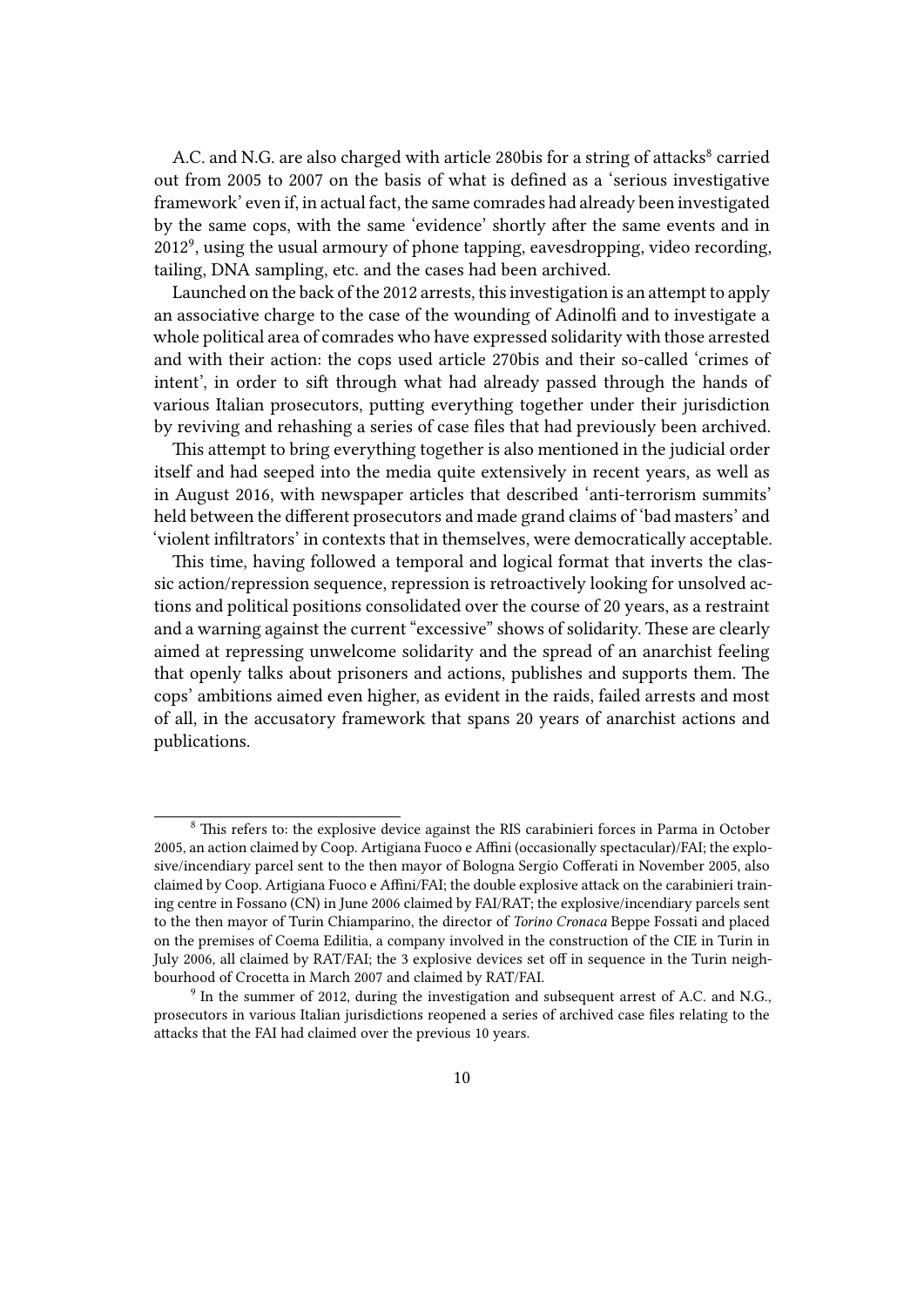A.C. and N.G. are also charged with article 280bis for a string of attacks[8] carried out from 2005 to 2007 on the basis of what is defined as a 'serious investigative framework' even if, in actual fact, the same comrades had already been investigated by the same cops, with the same 'evidence' shortly after the same events and in 2012[9], using the usual armoury of phone tapping, eavesdropping, video recording, tailing, DNA sampling, etc. and the cases had been archived.

Launched on the back of the 2012 arrests, this investigation is an attempt to apply an associative charge to the case of the wounding of Adinolfi and to investigate a whole political area of comrades who have expressed solidarity with those arrested and with their action: the cops used article 270bis and their so-called 'crimes of intent', in order to sift through what had already passed through the hands of various Italian prosecutors, putting everything together under their jurisdiction by reviving and rehashing a series of case files that had previously been archived.

This attempt to bring everything together is also mentioned in the judicial order itself and had seeped into the media quite extensively in recent years, as well as in August 2016, with newspaper articles that described 'anti-terrorism summits' held between the different prosecutors and made grand claims of 'bad masters' and 'violent infiltrators' in contexts that in themselves, were democratically acceptable.

This time, having followed a temporal and logical format that inverts the classic action/repression sequence, repression is retroactively looking for unsolved actions and political positions consolidated over the course of 20 years, as a restraint and a warning against the current "excessive" shows of solidarity. These are clearly aimed at repressing unwelcome solidarity and the spread of an anarchist feeling that openly talks about prisoners and actions, publishes and supports them. The cops' ambitions aimed even higher, as evident in the raids, failed arrests and most of all, in the accusatory framework that spans 20 years of anarchist actions and publications.

---

[8] This refers to: the explosive device against the RIS carabinieri forces in Parma in October 2005, an action claimed by Coop. Artigiana Fuoco e Affini (occasionally spectacular)/FAI; the explosive/incendiary parcel sent to the then mayor of Bologna Sergio Cofferati in November 2005, also claimed by Coop. Artigiana Fuoco e Affini/FAI; the double explosive attack on the carabinieri training centre in Fossano (CN) in June 2006 claimed by FAI/RAT; the explosive/incendiary parcels sent to the then mayor of Turin Chiamparino, the director of *Torino Cronaca* Beppe Fossati and placed on the premises of Coema Edilitia, a company involved in the construction of the CIE in Turin in July 2006, all claimed by RAT/FAI; the 3 explosive devices set off in sequence in the Turin neighbourhood of Crocetta in March 2007 and claimed by RAT/FAI.

[9] In the summer of 2012, during the investigation and subsequent arrest of A.C. and N.G., prosecutors in various Italian jurisdictions reopened a series of archived case files relating to the attacks that the FAI had claimed over the previous 10 years.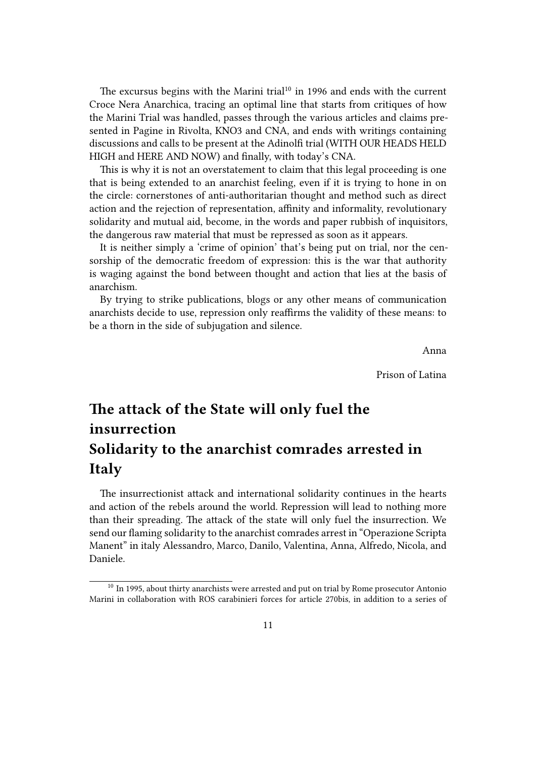The excursus begins with the Marini trial[10] in 1996 and ends with the current Croce Nera Anarchica, tracing an optimal line that starts from critiques of how the Marini Trial was handled, passes through the various articles and claims presented in Pagine in Rivolta, KNO3 and CNA, and ends with writings containing discussions and calls to be present at the Adinolfi trial (WITH OUR HEADS HELD HIGH and HERE AND NOW) and finally, with today's CNA.

This is why it is not an overstatement to claim that this legal proceeding is one that is being extended to an anarchist feeling, even if it is trying to hone in on the circle: cornerstones of anti-authoritarian thought and method such as direct action and the rejection of representation, affinity and informality, revolutionary solidarity and mutual aid, become, in the words and paper rubbish of inquisitors, the dangerous raw material that must be repressed as soon as it appears.

It is neither simply a 'crime of opinion' that's being put on trial, nor the censorship of the democratic freedom of expression: this is the war that authority is waging against the bond between thought and action that lies at the basis of anarchism.

By trying to strike publications, blogs or any other means of communication anarchists decide to use, repression only reaffirms the validity of these means: to be a thorn in the side of subjugation and silence.

Anna

Prison of Latina

## The attack of the State will only fuel the insurrection
## Solidarity to the anarchist comrades arrested in Italy

The insurrectionist attack and international solidarity continues in the hearts and action of the rebels around the world. Repression will lead to nothing more than their spreading. The attack of the state will only fuel the insurrection. We send our flaming solidarity to the anarchist comrades arrest in "Operazione Scripta Manent" in italy Alessandro, Marco, Danilo, Valentina, Anna, Alfredo, Nicola, and Daniele.

[10] In 1995, about thirty anarchists were arrested and put on trial by Rome prosecutor Antonio Marini in collaboration with ROS carabinieri forces for article 270bis, in addition to a series of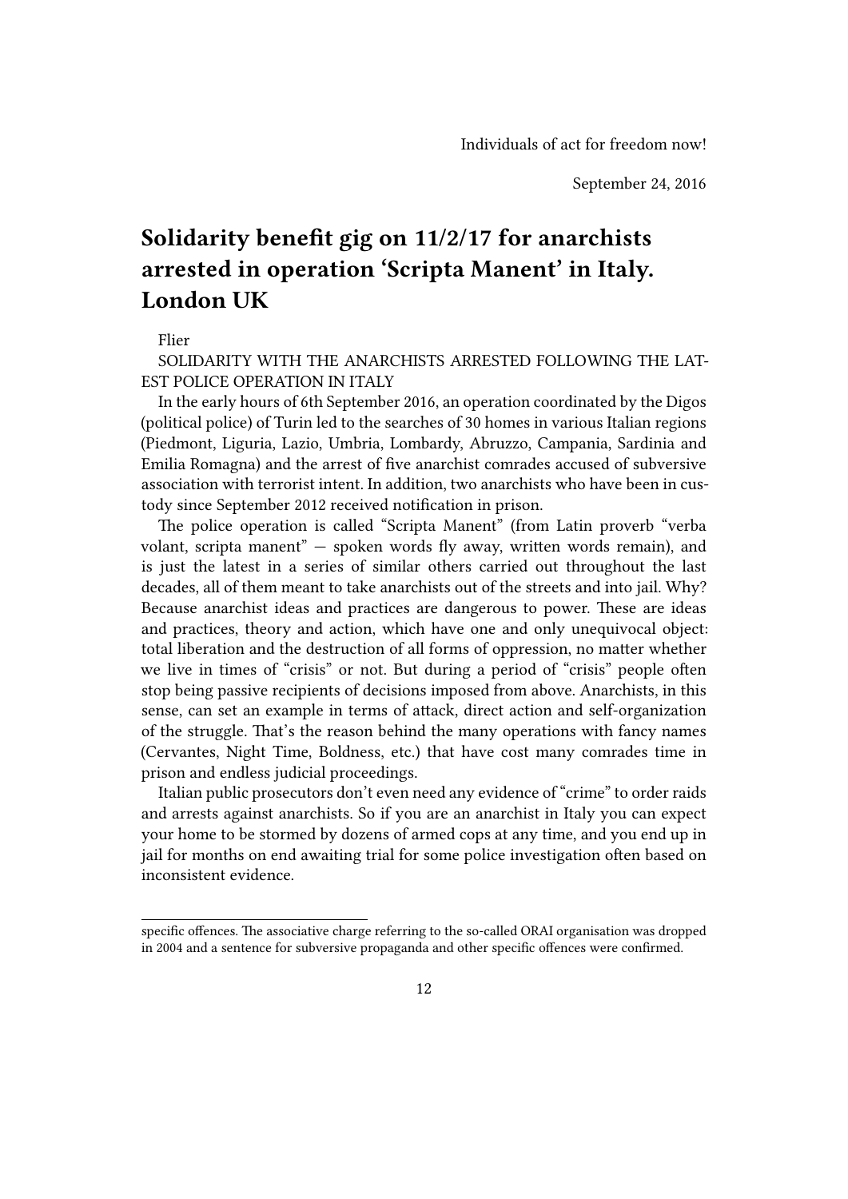Individuals of act for freedom now!

September 24, 2016

# Solidarity benefit gig on 11/2/17 for anarchists arrested in operation 'Scripta Manent' in Italy. London UK

Flier

SOLIDARITY WITH THE ANARCHISTS ARRESTED FOLLOWING THE LATEST POLICE OPERATION IN ITALY

In the early hours of 6th September 2016, an operation coordinated by the Digos (political police) of Turin led to the searches of 30 homes in various Italian regions (Piedmont, Liguria, Lazio, Umbria, Lombardy, Abruzzo, Campania, Sardinia and Emilia Romagna) and the arrest of five anarchist comrades accused of subversive association with terrorist intent. In addition, two anarchists who have been in custody since September 2012 received notification in prison.

The police operation is called "Scripta Manent" (from Latin proverb "verba volant, scripta manent" — spoken words fly away, written words remain), and is just the latest in a series of similar others carried out throughout the last decades, all of them meant to take anarchists out of the streets and into jail. Why? Because anarchist ideas and practices are dangerous to power. These are ideas and practices, theory and action, which have one and only unequivocal object: total liberation and the destruction of all forms of oppression, no matter whether we live in times of "crisis" or not. But during a period of "crisis" people often stop being passive recipients of decisions imposed from above. Anarchists, in this sense, can set an example in terms of attack, direct action and self-organization of the struggle. That's the reason behind the many operations with fancy names (Cervantes, Night Time, Boldness, etc.) that have cost many comrades time in prison and endless judicial proceedings.

Italian public prosecutors don't even need any evidence of "crime" to order raids and arrests against anarchists. So if you are an anarchist in Italy you can expect your home to be stormed by dozens of armed cops at any time, and you end up in jail for months on end awaiting trial for some police investigation often based on inconsistent evidence.

---

specific offences. The associative charge referring to the so-called ORAI organisation was dropped in 2004 and a sentence for subversive propaganda and other specific offences were confirmed.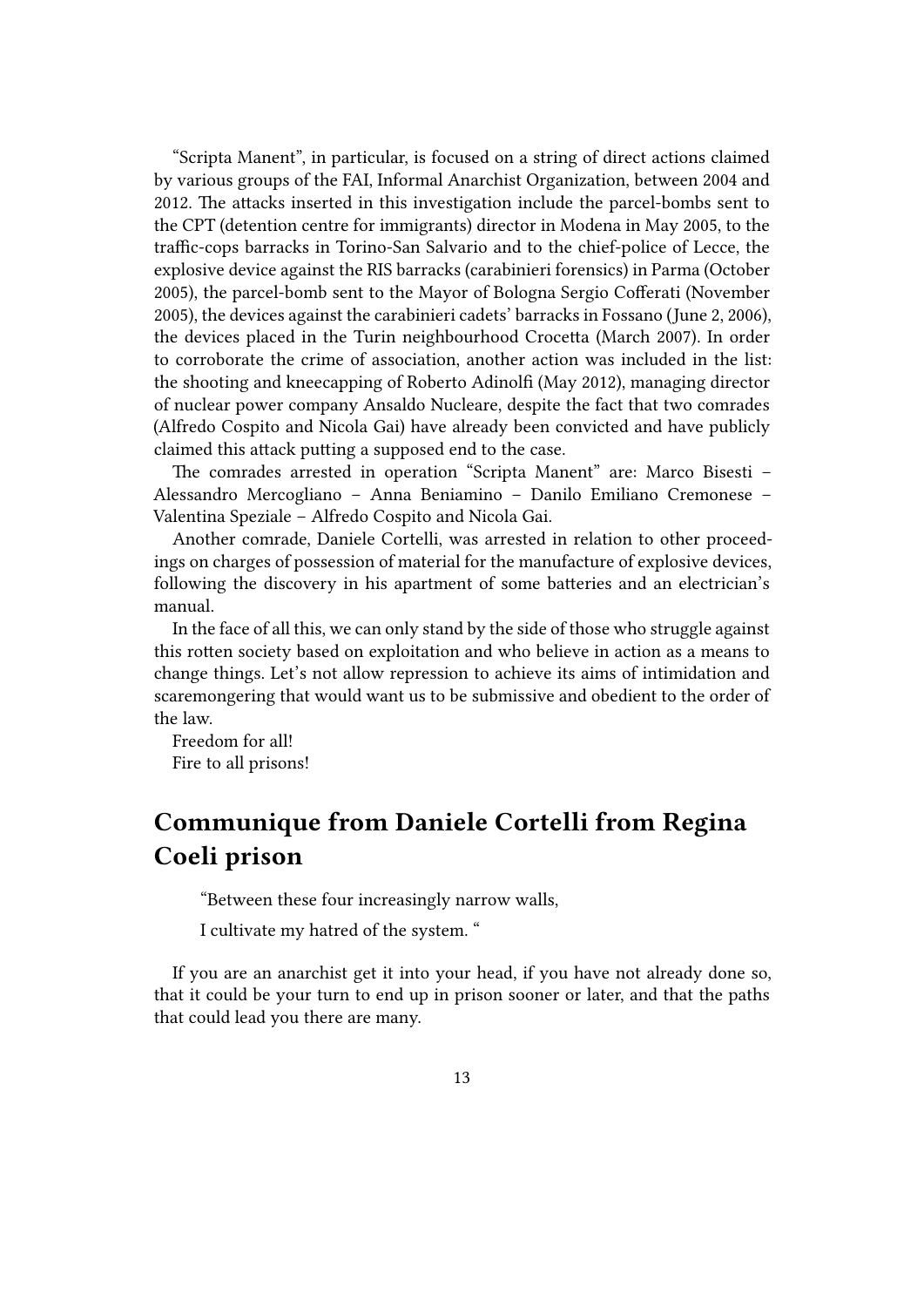"Scripta Manent", in particular, is focused on a string of direct actions claimed by various groups of the FAI, Informal Anarchist Organization, between 2004 and 2012. The attacks inserted in this investigation include the parcel-bombs sent to the CPT (detention centre for immigrants) director in Modena in May 2005, to the traffic-cops barracks in Torino-San Salvario and to the chief-police of Lecce, the explosive device against the RIS barracks (carabinieri forensics) in Parma (October 2005), the parcel-bomb sent to the Mayor of Bologna Sergio Cofferati (November 2005), the devices against the carabinieri cadets' barracks in Fossano (June 2, 2006), the devices placed in the Turin neighbourhood Crocetta (March 2007). In order to corroborate the crime of association, another action was included in the list: the shooting and kneecapping of Roberto Adinolfi (May 2012), managing director of nuclear power company Ansaldo Nucleare, despite the fact that two comrades (Alfredo Cospito and Nicola Gai) have already been convicted and have publicly claimed this attack putting a supposed end to the case.

The comrades arrested in operation "Scripta Manent" are: Marco Bisesti – Alessandro Mercogliano – Anna Beniamino – Danilo Emiliano Cremonese – Valentina Speziale – Alfredo Cospito and Nicola Gai.

Another comrade, Daniele Cortelli, was arrested in relation to other proceedings on charges of possession of material for the manufacture of explosive devices, following the discovery in his apartment of some batteries and an electrician's manual.

In the face of all this, we can only stand by the side of those who struggle against this rotten society based on exploitation and who believe in action as a means to change things. Let's not allow repression to achieve its aims of intimidation and scaremongering that would want us to be submissive and obedient to the order of the law.

Freedom for all!

Fire to all prisons!

## Communique from Daniele Cortelli from Regina Coeli prison

> "Between these four increasingly narrow walls,
>
> I cultivate my hatred of the system. "

If you are an anarchist get it into your head, if you have not already done so, that it could be your turn to end up in prison sooner or later, and that the paths that could lead you there are many.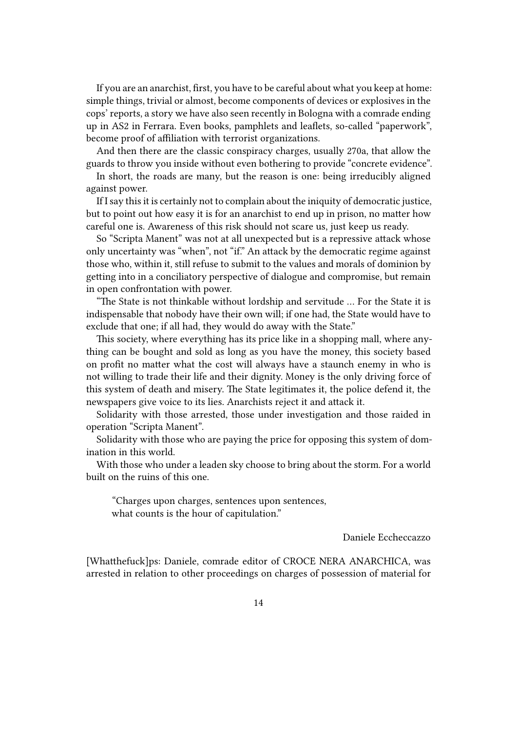If you are an anarchist, first, you have to be careful about what you keep at home: simple things, trivial or almost, become components of devices or explosives in the cops' reports, a story we have also seen recently in Bologna with a comrade ending up in AS2 in Ferrara. Even books, pamphlets and leaflets, so-called "paperwork", become proof of affiliation with terrorist organizations.

And then there are the classic conspiracy charges, usually 270a, that allow the guards to throw you inside without even bothering to provide "concrete evidence".

In short, the roads are many, but the reason is one: being irreducibly aligned against power.

If I say this it is certainly not to complain about the iniquity of democratic justice, but to point out how easy it is for an anarchist to end up in prison, no matter how careful one is. Awareness of this risk should not scare us, just keep us ready.

So "Scripta Manent" was not at all unexpected but is a repressive attack whose only uncertainty was "when", not "if." An attack by the democratic regime against those who, within it, still refuse to submit to the values and morals of dominion by getting into in a conciliatory perspective of dialogue and compromise, but remain in open confrontation with power.

"The State is not thinkable without lordship and servitude … For the State it is indispensable that nobody have their own will; if one had, the State would have to exclude that one; if all had, they would do away with the State."

This society, where everything has its price like in a shopping mall, where anything can be bought and sold as long as you have the money, this society based on profit no matter what the cost will always have a staunch enemy in who is not willing to trade their life and their dignity. Money is the only driving force of this system of death and misery. The State legitimates it, the police defend it, the newspapers give voice to its lies. Anarchists reject it and attack it.

Solidarity with those arrested, those under investigation and those raided in operation "Scripta Manent".

Solidarity with those who are paying the price for opposing this system of domination in this world.

With those who under a leaden sky choose to bring about the storm. For a world built on the ruins of this one.

> "Charges upon charges, sentences upon sentences,
> what counts is the hour of capitulation."

Daniele Eccheccazzo

[Whatthefuck]ps: Daniele, comrade editor of CROCE NERA ANARCHICA, was arrested in relation to other proceedings on charges of possession of material for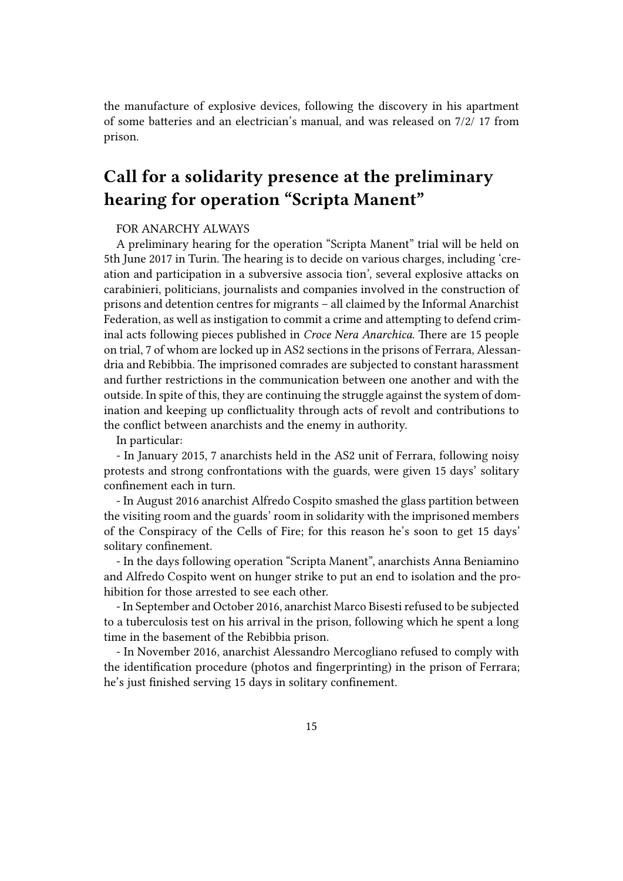the manufacture of explosive devices, following the discovery in his apartment of some batteries and an electrician's manual, and was released on 7/2/ 17 from prison.

## Call for a solidarity presence at the preliminary hearing for operation "Scripta Manent"

FOR ANARCHY ALWAYS

A preliminary hearing for the operation "Scripta Manent" trial will be held on 5th June 2017 in Turin. The hearing is to decide on various charges, including 'creation and participation in a subversive associa tion', several explosive attacks on carabinieri, politicians, journalists and companies involved in the construction of prisons and detention centres for migrants – all claimed by the Informal Anarchist Federation, as well as instigation to commit a crime and attempting to defend criminal acts following pieces published in *Croce Nera Anarchica.* There are 15 people on trial, 7 of whom are locked up in AS2 sections in the prisons of Ferrara, Alessandria and Rebibbia. The imprisoned comrades are subjected to constant harassment and further restrictions in the communication between one another and with the outside. In spite of this, they are continuing the struggle against the system of domination and keeping up conflictuality through acts of revolt and contributions to the conflict between anarchists and the enemy in authority.

In particular:

- In January 2015, 7 anarchists held in the AS2 unit of Ferrara, following noisy protests and strong confrontations with the guards, were given 15 days' solitary confinement each in turn.

- In August 2016 anarchist Alfredo Cospito smashed the glass partition between the visiting room and the guards' room in solidarity with the imprisoned members of the Conspiracy of the Cells of Fire; for this reason he's soon to get 15 days' solitary confinement.

- In the days following operation "Scripta Manent", anarchists Anna Beniamino and Alfredo Cospito went on hunger strike to put an end to isolation and the prohibition for those arrested to see each other.

- In September and October 2016, anarchist Marco Bisesti refused to be subjected to a tuberculosis test on his arrival in the prison, following which he spent a long time in the basement of the Rebibbia prison.

- In November 2016, anarchist Alessandro Mercogliano refused to comply with the identification procedure (photos and fingerprinting) in the prison of Ferrara; he's just finished serving 15 days in solitary confinement.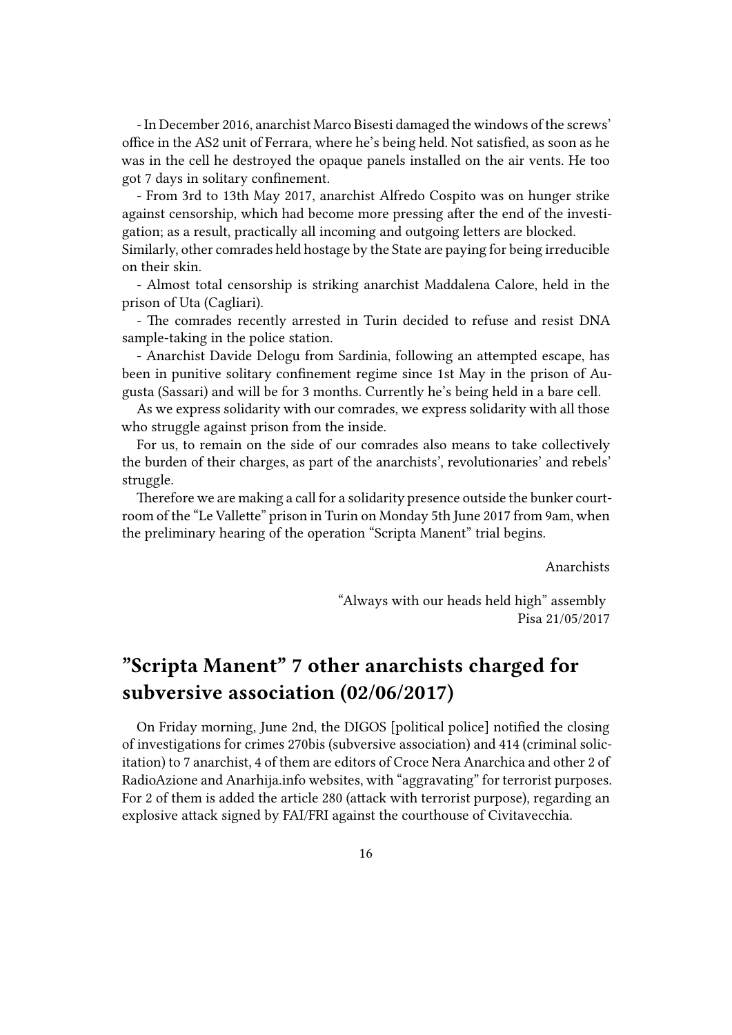- In December 2016, anarchist Marco Bisesti damaged the windows of the screws' office in the AS2 unit of Ferrara, where he's being held. Not satisfied, as soon as he was in the cell he destroyed the opaque panels installed on the air vents. He too got 7 days in solitary confinement.

- From 3rd to 13th May 2017, anarchist Alfredo Cospito was on hunger strike against censorship, which had become more pressing after the end of the investigation; as a result, practically all incoming and outgoing letters are blocked.

Similarly, other comrades held hostage by the State are paying for being irreducible on their skin.

- Almost total censorship is striking anarchist Maddalena Calore, held in the prison of Uta (Cagliari).

- The comrades recently arrested in Turin decided to refuse and resist DNA sample-taking in the police station.

- Anarchist Davide Delogu from Sardinia, following an attempted escape, has been in punitive solitary confinement regime since 1st May in the prison of Augusta (Sassari) and will be for 3 months. Currently he's being held in a bare cell.

As we express solidarity with our comrades, we express solidarity with all those who struggle against prison from the inside.

For us, to remain on the side of our comrades also means to take collectively the burden of their charges, as part of the anarchists', revolutionaries' and rebels' struggle.

Therefore we are making a call for a solidarity presence outside the bunker courtroom of the "Le Vallette" prison in Turin on Monday 5th June 2017 from 9am, when the preliminary hearing of the operation "Scripta Manent" trial begins.

Anarchists

"Always with our heads held high" assembly
Pisa 21/05/2017

## "Scripta Manent" 7 other anarchists charged for subversive association (02/06/2017)

On Friday morning, June 2nd, the DIGOS [political police] notified the closing of investigations for crimes 270bis (subversive association) and 414 (criminal solicitation) to 7 anarchist, 4 of them are editors of Croce Nera Anarchica and other 2 of RadioAzione and Anarhija.info websites, with "aggravating" for terrorist purposes. For 2 of them is added the article 280 (attack with terrorist purpose), regarding an explosive attack signed by FAI/FRI against the courthouse of Civitavecchia.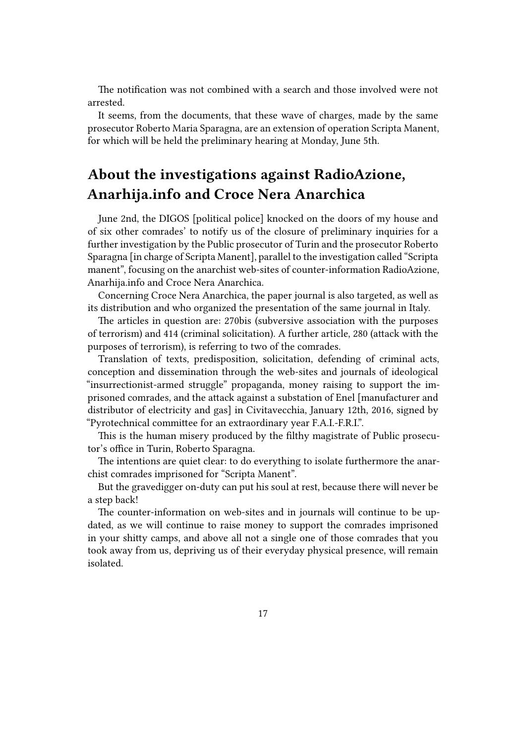The notification was not combined with a search and those involved were not arrested.

It seems, from the documents, that these wave of charges, made by the same prosecutor Roberto Maria Sparagna, are an extension of operation Scripta Manent, for which will be held the preliminary hearing at Monday, June 5th.

## About the investigations against RadioAzione, Anarhija.info and Croce Nera Anarchica

June 2nd, the DIGOS [political police] knocked on the doors of my house and of six other comrades' to notify us of the closure of preliminary inquiries for a further investigation by the Public prosecutor of Turin and the prosecutor Roberto Sparagna [in charge of Scripta Manent], parallel to the investigation called "Scripta manent", focusing on the anarchist web-sites of counter-information RadioAzione, Anarhija.info and Croce Nera Anarchica.

Concerning Croce Nera Anarchica, the paper journal is also targeted, as well as its distribution and who organized the presentation of the same journal in Italy.

The articles in question are: 270bis (subversive association with the purposes of terrorism) and 414 (criminal solicitation). A further article, 280 (attack with the purposes of terrorism), is referring to two of the comrades.

Translation of texts, predisposition, solicitation, defending of criminal acts, conception and dissemination through the web-sites and journals of ideological "insurrectionist-armed struggle" propaganda, money raising to support the imprisoned comrades, and the attack against a substation of Enel [manufacturer and distributor of electricity and gas] in Civitavecchia, January 12th, 2016, signed by "Pyrotechnical committee for an extraordinary year F.A.I.-F.R.I.".

This is the human misery produced by the filthy magistrate of Public prosecutor's office in Turin, Roberto Sparagna.

The intentions are quiet clear: to do everything to isolate furthermore the anarchist comrades imprisoned for "Scripta Manent".

But the gravedigger on-duty can put his soul at rest, because there will never be a step back!

The counter-information on web-sites and in journals will continue to be updated, as we will continue to raise money to support the comrades imprisoned in your shitty camps, and above all not a single one of those comrades that you took away from us, depriving us of their everyday physical presence, will remain isolated.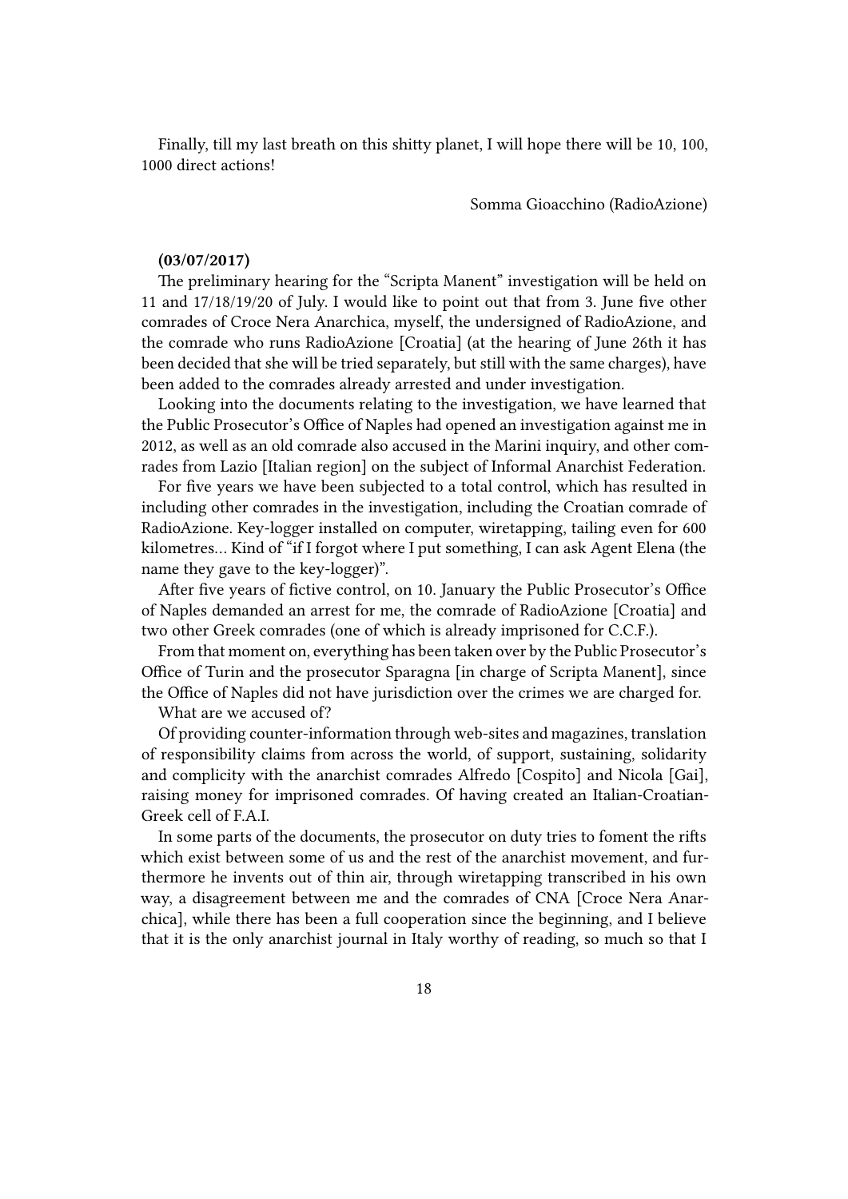Finally, till my last breath on this shitty planet, I will hope there will be 10, 100, 1000 direct actions!

Somma Gioacchino (RadioAzione)

**(03/07/2017)**

The preliminary hearing for the "Scripta Manent" investigation will be held on 11 and 17/18/19/20 of July. I would like to point out that from 3. June five other comrades of Croce Nera Anarchica, myself, the undersigned of RadioAzione, and the comrade who runs RadioAzione [Croatia] (at the hearing of June 26th it has been decided that she will be tried separately, but still with the same charges), have been added to the comrades already arrested and under investigation.

Looking into the documents relating to the investigation, we have learned that the Public Prosecutor's Office of Naples had opened an investigation against me in 2012, as well as an old comrade also accused in the Marini inquiry, and other comrades from Lazio [Italian region] on the subject of Informal Anarchist Federation.

For five years we have been subjected to a total control, which has resulted in including other comrades in the investigation, including the Croatian comrade of RadioAzione. Key-logger installed on computer, wiretapping, tailing even for 600 kilometres… Kind of "if I forgot where I put something, I can ask Agent Elena (the name they gave to the key-logger)".

After five years of fictive control, on 10. January the Public Prosecutor's Office of Naples demanded an arrest for me, the comrade of RadioAzione [Croatia] and two other Greek comrades (one of which is already imprisoned for C.C.F.).

From that moment on, everything has been taken over by the Public Prosecutor's Office of Turin and the prosecutor Sparagna [in charge of Scripta Manent], since the Office of Naples did not have jurisdiction over the crimes we are charged for.

What are we accused of?

Of providing counter-information through web-sites and magazines, translation of responsibility claims from across the world, of support, sustaining, solidarity and complicity with the anarchist comrades Alfredo [Cospito] and Nicola [Gai], raising money for imprisoned comrades. Of having created an Italian-Croatian-Greek cell of F.A.I.

In some parts of the documents, the prosecutor on duty tries to foment the rifts which exist between some of us and the rest of the anarchist movement, and furthermore he invents out of thin air, through wiretapping transcribed in his own way, a disagreement between me and the comrades of CNA [Croce Nera Anarchica], while there has been a full cooperation since the beginning, and I believe that it is the only anarchist journal in Italy worthy of reading, so much so that I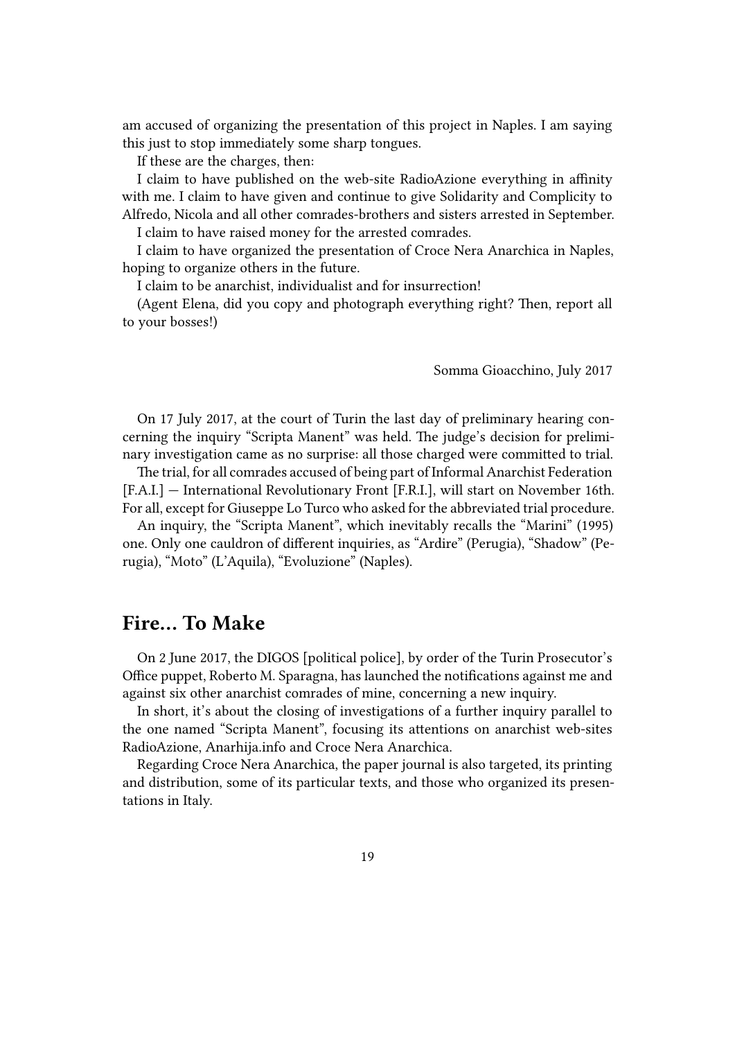am accused of organizing the presentation of this project in Naples. I am saying this just to stop immediately some sharp tongues.

If these are the charges, then:

I claim to have published on the web-site RadioAzione everything in affinity with me. I claim to have given and continue to give Solidarity and Complicity to Alfredo, Nicola and all other comrades-brothers and sisters arrested in September.

I claim to have raised money for the arrested comrades.

I claim to have organized the presentation of Croce Nera Anarchica in Naples, hoping to organize others in the future.

I claim to be anarchist, individualist and for insurrection!

(Agent Elena, did you copy and photograph everything right? Then, report all to your bosses!)

Somma Gioacchino, July 2017

On 17 July 2017, at the court of Turin the last day of preliminary hearing concerning the inquiry "Scripta Manent" was held. The judge's decision for preliminary investigation came as no surprise: all those charged were committed to trial.

The trial, for all comrades accused of being part of Informal Anarchist Federation [F.A.I.] — International Revolutionary Front [F.R.I.], will start on November 16th. For all, except for Giuseppe Lo Turco who asked for the abbreviated trial procedure.

An inquiry, the "Scripta Manent", which inevitably recalls the "Marini" (1995) one. Only one cauldron of different inquiries, as "Ardire" (Perugia), "Shadow" (Perugia), "Moto" (L'Aquila), "Evoluzione" (Naples).

## Fire… To Make

On 2 June 2017, the DIGOS [political police], by order of the Turin Prosecutor's Office puppet, Roberto M. Sparagna, has launched the notifications against me and against six other anarchist comrades of mine, concerning a new inquiry.

In short, it's about the closing of investigations of a further inquiry parallel to the one named "Scripta Manent", focusing its attentions on anarchist web-sites RadioAzione, Anarhija.info and Croce Nera Anarchica.

Regarding Croce Nera Anarchica, the paper journal is also targeted, its printing and distribution, some of its particular texts, and those who organized its presentations in Italy.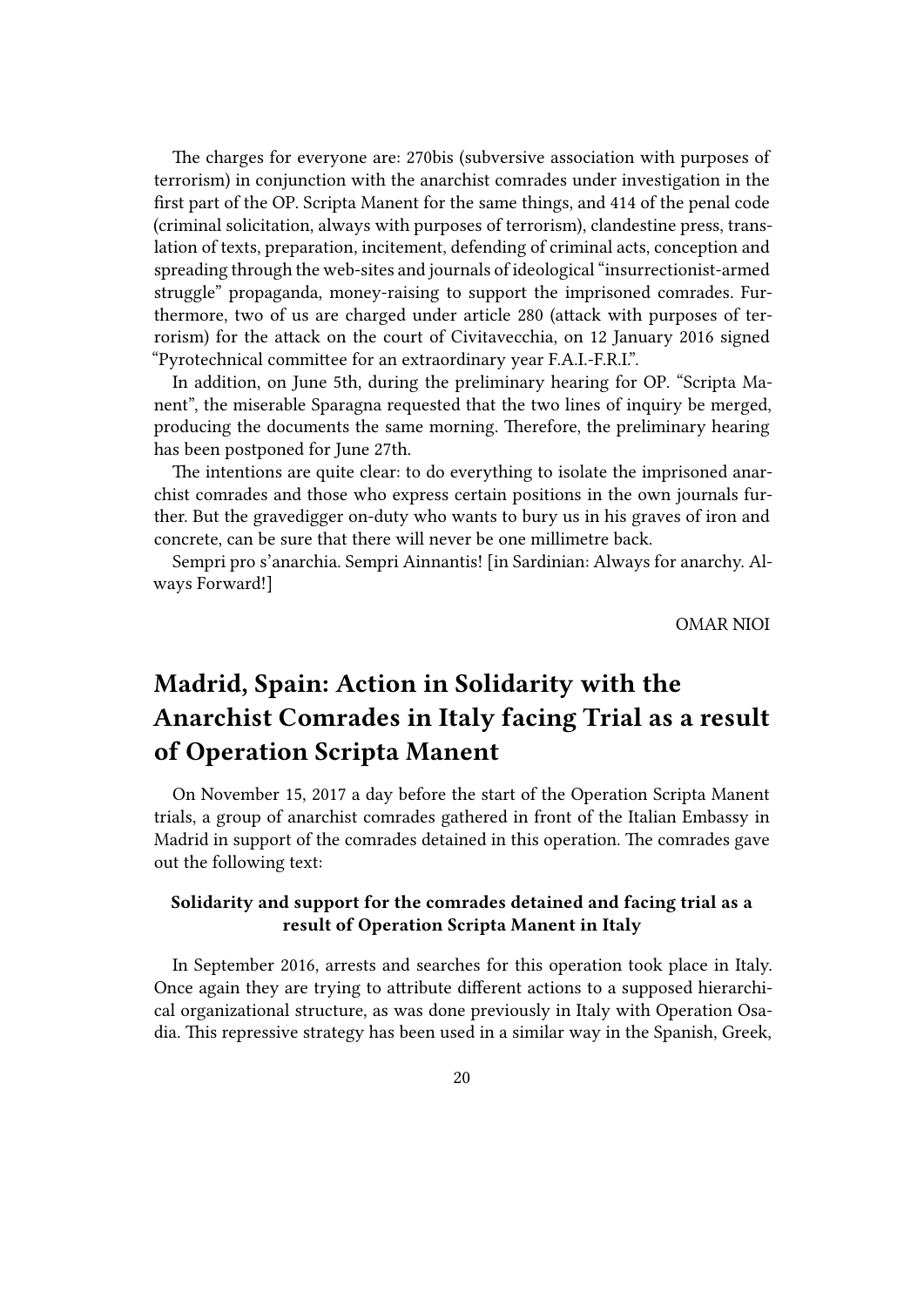The charges for everyone are: 270bis (subversive association with purposes of terrorism) in conjunction with the anarchist comrades under investigation in the first part of the OP. Scripta Manent for the same things, and 414 of the penal code (criminal solicitation, always with purposes of terrorism), clandestine press, translation of texts, preparation, incitement, defending of criminal acts, conception and spreading through the web-sites and journals of ideological "insurrectionist-armed struggle" propaganda, money-raising to support the imprisoned comrades. Furthermore, two of us are charged under article 280 (attack with purposes of terrorism) for the attack on the court of Civitavecchia, on 12 January 2016 signed "Pyrotechnical committee for an extraordinary year F.A.I.-F.R.I.".

In addition, on June 5th, during the preliminary hearing for OP. "Scripta Manent", the miserable Sparagna requested that the two lines of inquiry be merged, producing the documents the same morning. Therefore, the preliminary hearing has been postponed for June 27th.

The intentions are quite clear: to do everything to isolate the imprisoned anarchist comrades and those who express certain positions in the own journals further. But the gravedigger on-duty who wants to bury us in his graves of iron and concrete, can be sure that there will never be one millimetre back.

Sempri pro s'anarchia. Sempri Ainnantis! [in Sardinian: Always for anarchy. Always Forward!]

OMAR NIOI

## Madrid, Spain: Action in Solidarity with the Anarchist Comrades in Italy facing Trial as a result of Operation Scripta Manent

On November 15, 2017 a day before the start of the Operation Scripta Manent trials, a group of anarchist comrades gathered in front of the Italian Embassy in Madrid in support of the comrades detained in this operation. The comrades gave out the following text:

#### Solidarity and support for the comrades detained and facing trial as a result of Operation Scripta Manent in Italy

In September 2016, arrests and searches for this operation took place in Italy. Once again they are trying to attribute different actions to a supposed hierarchical organizational structure, as was done previously in Italy with Operation Osadia. This repressive strategy has been used in a similar way in the Spanish, Greek,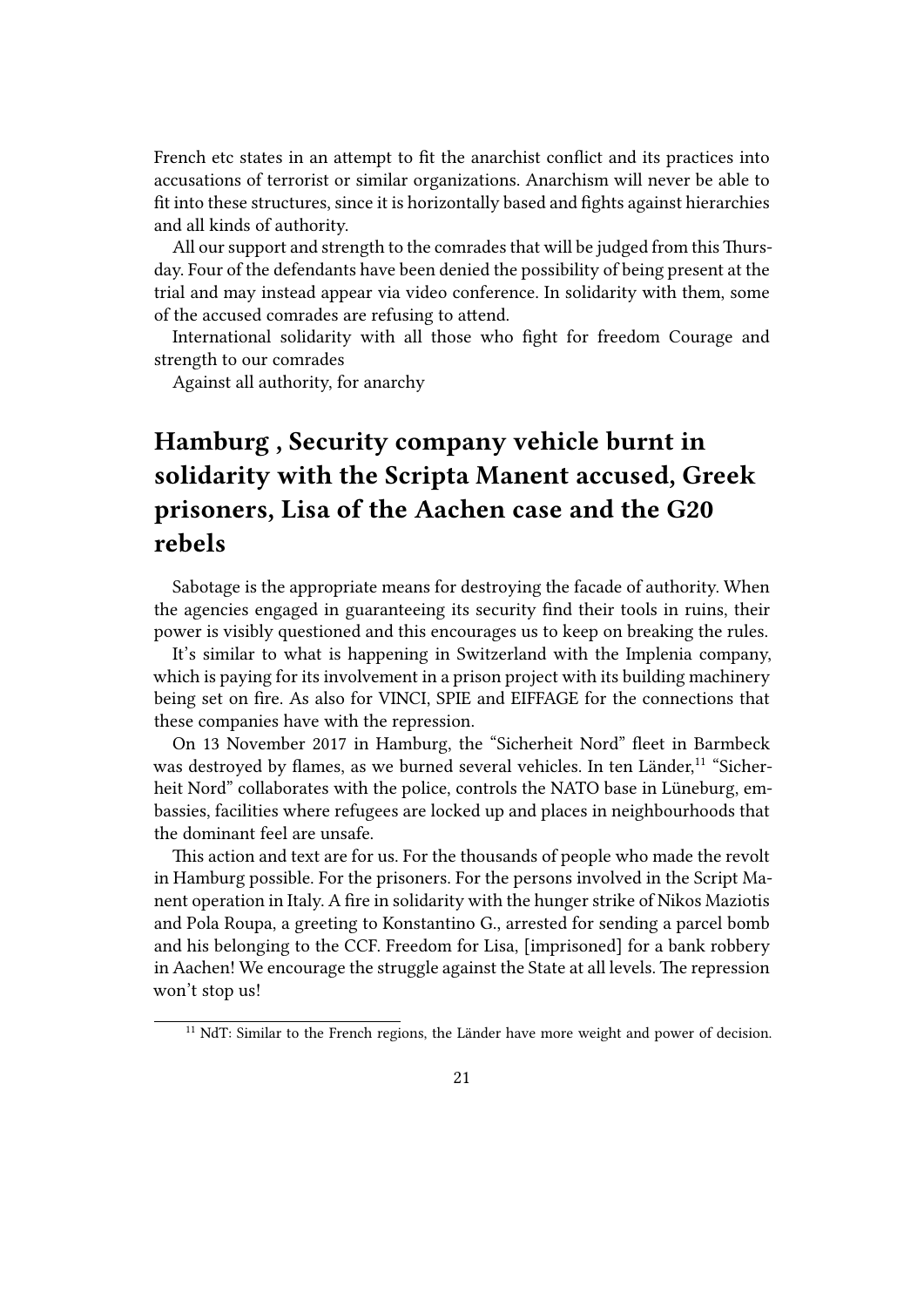French etc states in an attempt to fit the anarchist conflict and its practices into accusations of terrorist or similar organizations. Anarchism will never be able to fit into these structures, since it is horizontally based and fights against hierarchies and all kinds of authority.

All our support and strength to the comrades that will be judged from this Thursday. Four of the defendants have been denied the possibility of being present at the trial and may instead appear via video conference. In solidarity with them, some of the accused comrades are refusing to attend.

International solidarity with all those who fight for freedom Courage and strength to our comrades

Against all authority, for anarchy

## Hamburg , Security company vehicle burnt in solidarity with the Scripta Manent accused, Greek prisoners, Lisa of the Aachen case and the G20 rebels

Sabotage is the appropriate means for destroying the facade of authority. When the agencies engaged in guaranteeing its security find their tools in ruins, their power is visibly questioned and this encourages us to keep on breaking the rules.

It's similar to what is happening in Switzerland with the Implenia company, which is paying for its involvement in a prison project with its building machinery being set on fire. As also for VINCI, SPIE and EIFFAGE for the connections that these companies have with the repression.

On 13 November 2017 in Hamburg, the "Sicherheit Nord" fleet in Barmbeck was destroyed by flames, as we burned several vehicles. In ten Länder,[11] "Sicherheit Nord" collaborates with the police, controls the NATO base in Lüneburg, embassies, facilities where refugees are locked up and places in neighbourhoods that the dominant feel are unsafe.

This action and text are for us. For the thousands of people who made the revolt in Hamburg possible. For the prisoners. For the persons involved in the Script Manent operation in Italy. A fire in solidarity with the hunger strike of Nikos Maziotis and Pola Roupa, a greeting to Konstantino G., arrested for sending a parcel bomb and his belonging to the CCF. Freedom for Lisa, [imprisoned] for a bank robbery in Aachen! We encourage the struggle against the State at all levels. The repression won't stop us!

[11] NdT: Similar to the French regions, the Länder have more weight and power of decision.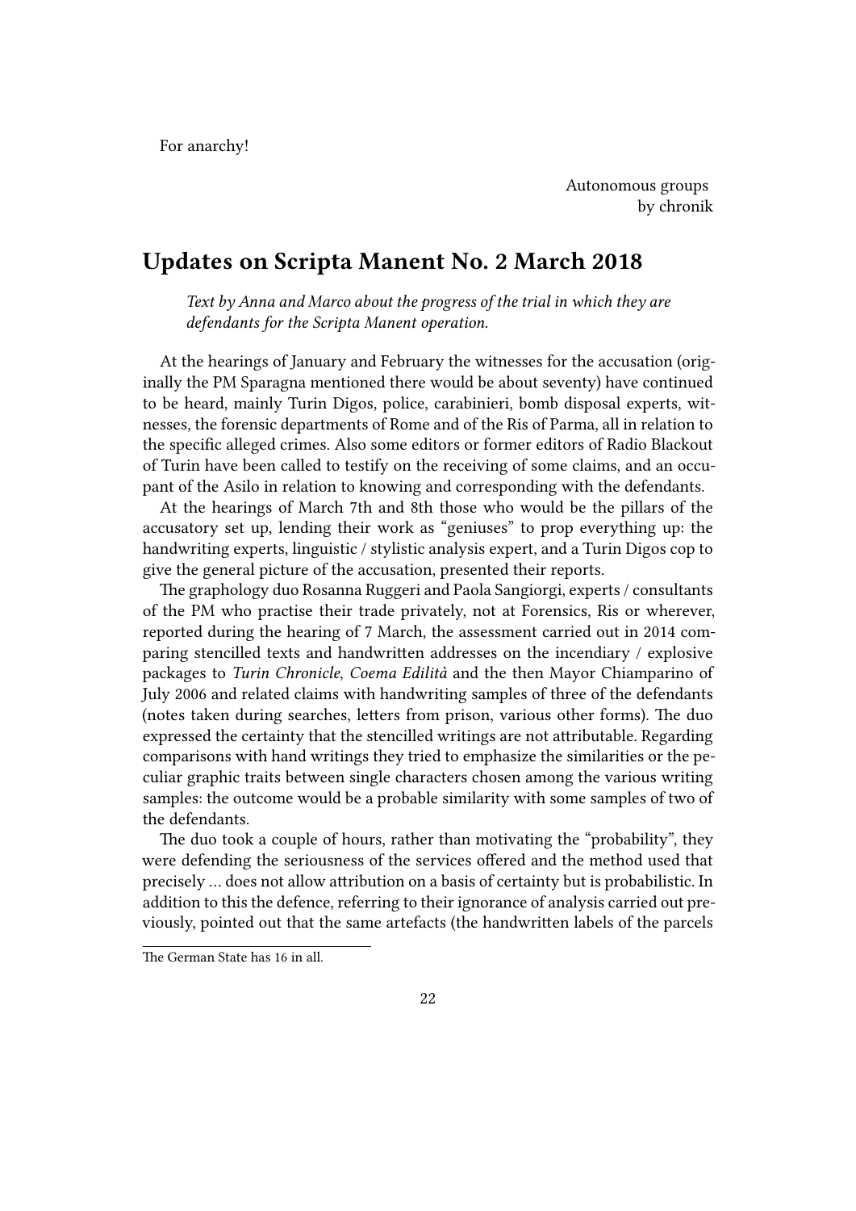For anarchy!

Autonomous groups
by chronik

## Updates on Scripta Manent No. 2 March 2018

*Text by Anna and Marco about the progress of the trial in which they are defendants for the Scripta Manent operation.*

At the hearings of January and February the witnesses for the accusation (originally the PM Sparagna mentioned there would be about seventy) have continued to be heard, mainly Turin Digos, police, carabinieri, bomb disposal experts, witnesses, the forensic departments of Rome and of the Ris of Parma, all in relation to the specific alleged crimes. Also some editors or former editors of Radio Blackout of Turin have been called to testify on the receiving of some claims, and an occupant of the Asilo in relation to knowing and corresponding with the defendants.

At the hearings of March 7th and 8th those who would be the pillars of the accusatory set up, lending their work as "geniuses" to prop everything up: the handwriting experts, linguistic / stylistic analysis expert, and a Turin Digos cop to give the general picture of the accusation, presented their reports.

The graphology duo Rosanna Ruggeri and Paola Sangiorgi, experts / consultants of the PM who practise their trade privately, not at Forensics, Ris or wherever, reported during the hearing of 7 March, the assessment carried out in 2014 comparing stencilled texts and handwritten addresses on the incendiary / explosive packages to *Turin Chronicle*, *Coema Edilità* and the then Mayor Chiamparino of July 2006 and related claims with handwriting samples of three of the defendants (notes taken during searches, letters from prison, various other forms). The duo expressed the certainty that the stencilled writings are not attributable. Regarding comparisons with hand writings they tried to emphasize the similarities or the peculiar graphic traits between single characters chosen among the various writing samples: the outcome would be a probable similarity with some samples of two of the defendants.

The duo took a couple of hours, rather than motivating the "probability", they were defending the seriousness of the services offered and the method used that precisely … does not allow attribution on a basis of certainty but is probabilistic. In addition to this the defence, referring to their ignorance of analysis carried out previously, pointed out that the same artefacts (the handwritten labels of the parcels

The German State has 16 in all.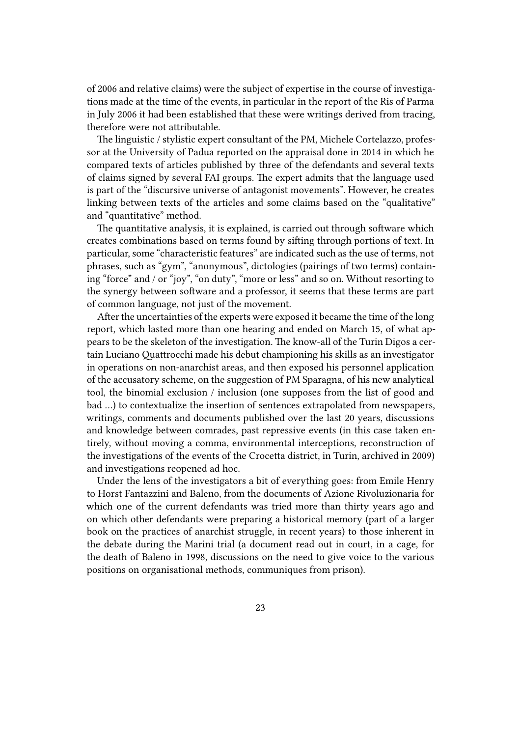of 2006 and relative claims) were the subject of expertise in the course of investigations made at the time of the events, in particular in the report of the Ris of Parma in July 2006 it had been established that these were writings derived from tracing, therefore were not attributable.

The linguistic / stylistic expert consultant of the PM, Michele Cortelazzo, professor at the University of Padua reported on the appraisal done in 2014 in which he compared texts of articles published by three of the defendants and several texts of claims signed by several FAI groups. The expert admits that the language used is part of the "discursive universe of antagonist movements". However, he creates linking between texts of the articles and some claims based on the "qualitative" and "quantitative" method.

The quantitative analysis, it is explained, is carried out through software which creates combinations based on terms found by sifting through portions of text. In particular, some "characteristic features" are indicated such as the use of terms, not phrases, such as "gym", "anonymous", dictologies (pairings of two terms) containing "force" and / or "joy", "on duty", "more or less" and so on. Without resorting to the synergy between software and a professor, it seems that these terms are part of common language, not just of the movement.

After the uncertainties of the experts were exposed it became the time of the long report, which lasted more than one hearing and ended on March 15, of what appears to be the skeleton of the investigation. The know-all of the Turin Digos a certain Luciano Quattrocchi made his debut championing his skills as an investigator in operations on non-anarchist areas, and then exposed his personnel application of the accusatory scheme, on the suggestion of PM Sparagna, of his new analytical tool, the binomial exclusion / inclusion (one supposes from the list of good and bad …) to contextualize the insertion of sentences extrapolated from newspapers, writings, comments and documents published over the last 20 years, discussions and knowledge between comrades, past repressive events (in this case taken entirely, without moving a comma, environmental interceptions, reconstruction of the investigations of the events of the Crocetta district, in Turin, archived in 2009) and investigations reopened ad hoc.

Under the lens of the investigators a bit of everything goes: from Emile Henry to Horst Fantazzini and Baleno, from the documents of Azione Rivoluzionaria for which one of the current defendants was tried more than thirty years ago and on which other defendants were preparing a historical memory (part of a larger book on the practices of anarchist struggle, in recent years) to those inherent in the debate during the Marini trial (a document read out in court, in a cage, for the death of Baleno in 1998, discussions on the need to give voice to the various positions on organisational methods, communiques from prison).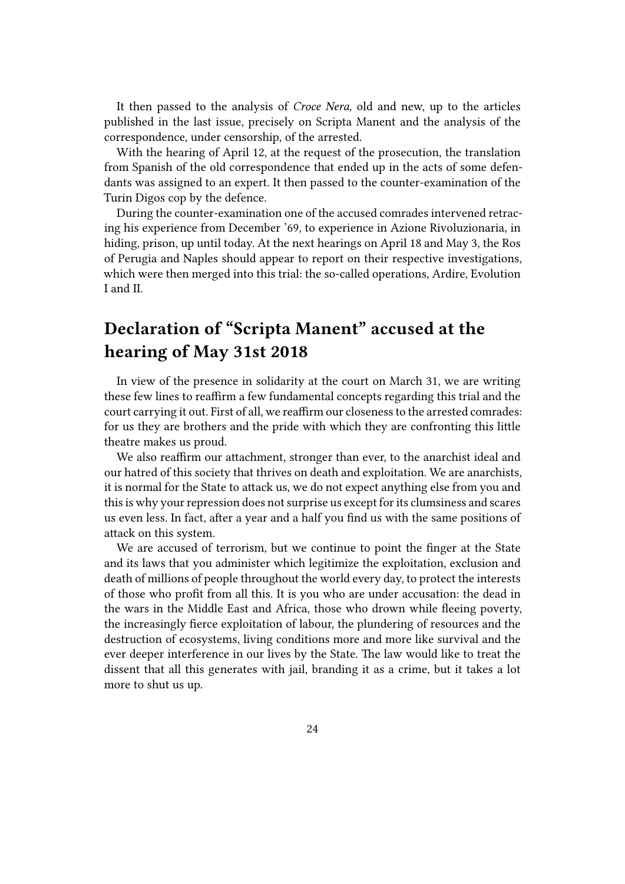It then passed to the analysis of *Croce Nera*, old and new, up to the articles published in the last issue, precisely on Scripta Manent and the analysis of the correspondence, under censorship, of the arrested.

With the hearing of April 12, at the request of the prosecution, the translation from Spanish of the old correspondence that ended up in the acts of some defendants was assigned to an expert. It then passed to the counter-examination of the Turin Digos cop by the defence.

During the counter-examination one of the accused comrades intervened retracing his experience from December '69, to experience in Azione Rivoluzionaria, in hiding, prison, up until today. At the next hearings on April 18 and May 3, the Ros of Perugia and Naples should appear to report on their respective investigations, which were then merged into this trial: the so-called operations, Ardire, Evolution I and II.

## Declaration of "Scripta Manent" accused at the hearing of May 31st 2018

In view of the presence in solidarity at the court on March 31, we are writing these few lines to reaffirm a few fundamental concepts regarding this trial and the court carrying it out. First of all, we reaffirm our closeness to the arrested comrades: for us they are brothers and the pride with which they are confronting this little theatre makes us proud.

We also reaffirm our attachment, stronger than ever, to the anarchist ideal and our hatred of this society that thrives on death and exploitation. We are anarchists, it is normal for the State to attack us, we do not expect anything else from you and this is why your repression does not surprise us except for its clumsiness and scares us even less. In fact, after a year and a half you find us with the same positions of attack on this system.

We are accused of terrorism, but we continue to point the finger at the State and its laws that you administer which legitimize the exploitation, exclusion and death of millions of people throughout the world every day, to protect the interests of those who profit from all this. It is you who are under accusation: the dead in the wars in the Middle East and Africa, those who drown while fleeing poverty, the increasingly fierce exploitation of labour, the plundering of resources and the destruction of ecosystems, living conditions more and more like survival and the ever deeper interference in our lives by the State. The law would like to treat the dissent that all this generates with jail, branding it as a crime, but it takes a lot more to shut us up.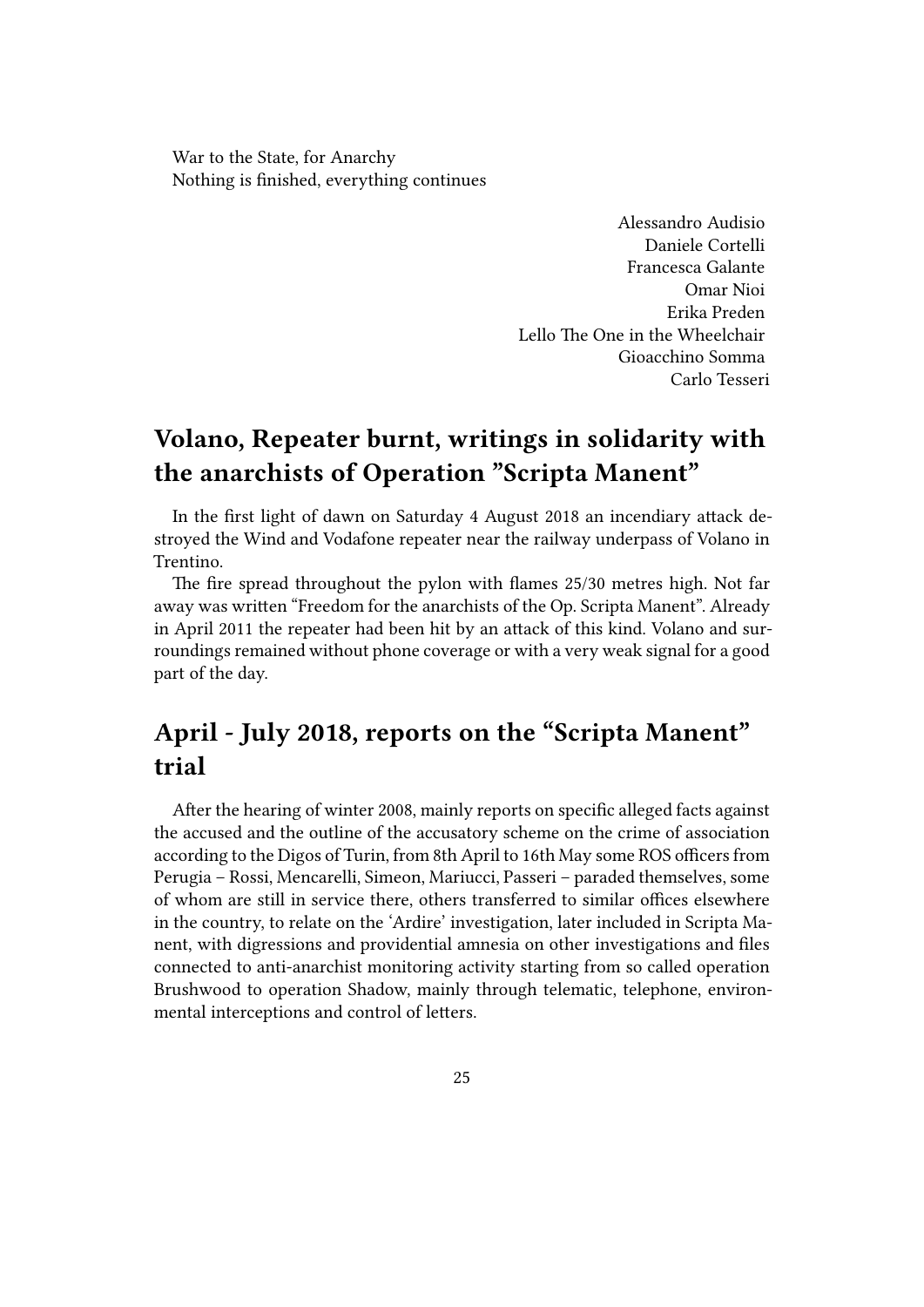War to the State, for Anarchy
Nothing is finished, everything continues

Alessandro Audisio
Daniele Cortelli
Francesca Galante
Omar Nioi
Erika Preden
Lello The One in the Wheelchair
Gioacchino Somma
Carlo Tesseri

## Volano, Repeater burnt, writings in solidarity with the anarchists of Operation "Scripta Manent"

In the first light of dawn on Saturday 4 August 2018 an incendiary attack destroyed the Wind and Vodafone repeater near the railway underpass of Volano in Trentino.

The fire spread throughout the pylon with flames 25/30 metres high. Not far away was written "Freedom for the anarchists of the Op. Scripta Manent". Already in April 2011 the repeater had been hit by an attack of this kind. Volano and surroundings remained without phone coverage or with a very weak signal for a good part of the day.

## April - July 2018, reports on the "Scripta Manent" trial

After the hearing of winter 2008, mainly reports on specific alleged facts against the accused and the outline of the accusatory scheme on the crime of association according to the Digos of Turin, from 8th April to 16th May some ROS officers from Perugia – Rossi, Mencarelli, Simeon, Mariucci, Passeri – paraded themselves, some of whom are still in service there, others transferred to similar offices elsewhere in the country, to relate on the 'Ardire' investigation, later included in Scripta Manent, with digressions and providential amnesia on other investigations and files connected to anti-anarchist monitoring activity starting from so called operation Brushwood to operation Shadow, mainly through telematic, telephone, environmental interceptions and control of letters.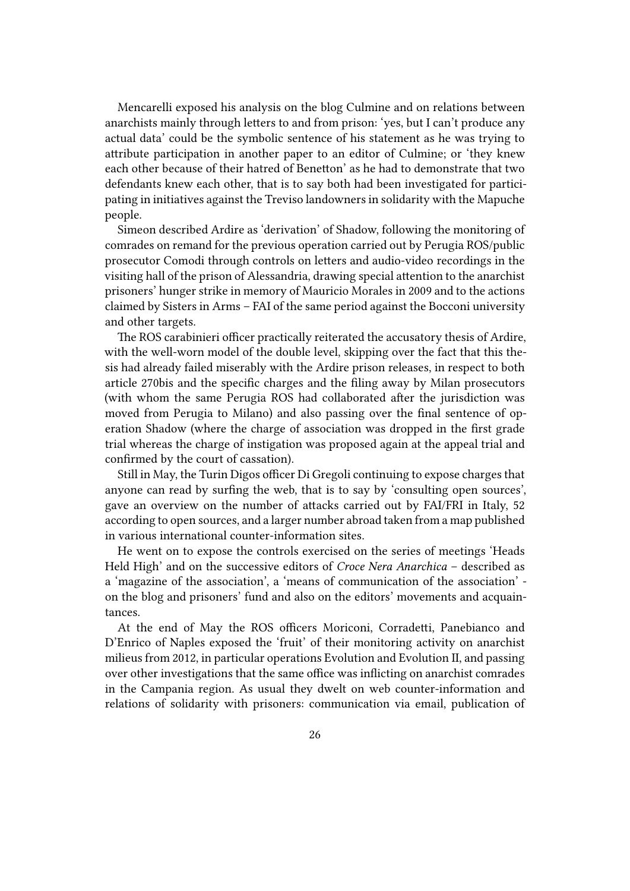Mencarelli exposed his analysis on the blog Culmine and on relations between anarchists mainly through letters to and from prison: 'yes, but I can't produce any actual data' could be the symbolic sentence of his statement as he was trying to attribute participation in another paper to an editor of Culmine; or 'they knew each other because of their hatred of Benetton' as he had to demonstrate that two defendants knew each other, that is to say both had been investigated for participating in initiatives against the Treviso landowners in solidarity with the Mapuche people.

Simeon described Ardire as 'derivation' of Shadow, following the monitoring of comrades on remand for the previous operation carried out by Perugia ROS/public prosecutor Comodi through controls on letters and audio-video recordings in the visiting hall of the prison of Alessandria, drawing special attention to the anarchist prisoners' hunger strike in memory of Mauricio Morales in 2009 and to the actions claimed by Sisters in Arms – FAI of the same period against the Bocconi university and other targets.

The ROS carabinieri officer practically reiterated the accusatory thesis of Ardire, with the well-worn model of the double level, skipping over the fact that this thesis had already failed miserably with the Ardire prison releases, in respect to both article 270bis and the specific charges and the filing away by Milan prosecutors (with whom the same Perugia ROS had collaborated after the jurisdiction was moved from Perugia to Milano) and also passing over the final sentence of operation Shadow (where the charge of association was dropped in the first grade trial whereas the charge of instigation was proposed again at the appeal trial and confirmed by the court of cassation).

Still in May, the Turin Digos officer Di Gregoli continuing to expose charges that anyone can read by surfing the web, that is to say by 'consulting open sources', gave an overview on the number of attacks carried out by FAI/FRI in Italy, 52 according to open sources, and a larger number abroad taken from a map published in various international counter-information sites.

He went on to expose the controls exercised on the series of meetings 'Heads Held High' and on the successive editors of *Croce Nera Anarchica* – described as a 'magazine of the association', a 'means of communication of the association' - on the blog and prisoners' fund and also on the editors' movements and acquaintances.

At the end of May the ROS officers Moriconi, Corradetti, Panebianco and D'Enrico of Naples exposed the 'fruit' of their monitoring activity on anarchist milieus from 2012, in particular operations Evolution and Evolution II, and passing over other investigations that the same office was inflicting on anarchist comrades in the Campania region. As usual they dwelt on web counter-information and relations of solidarity with prisoners: communication via email, publication of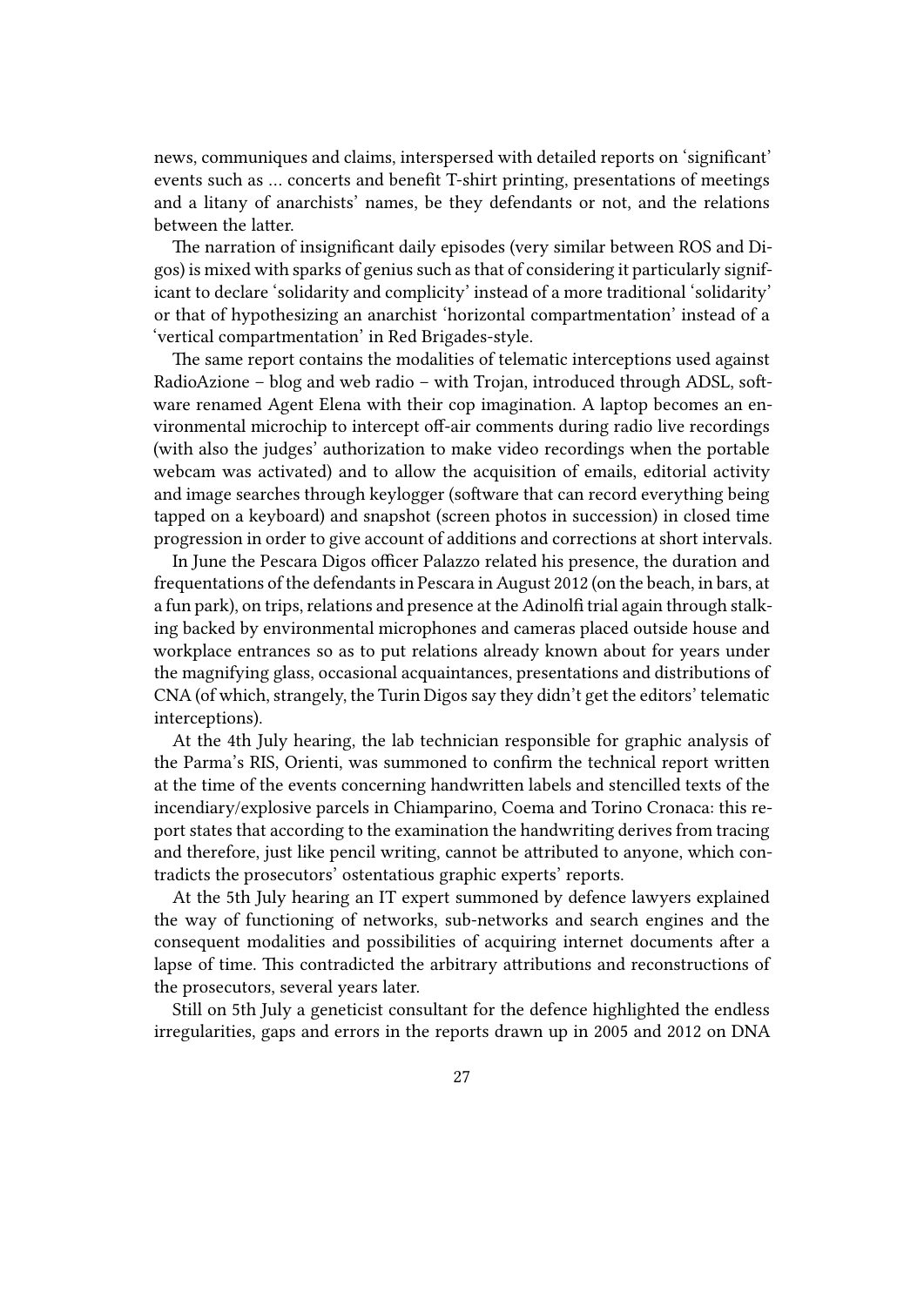news, communiques and claims, interspersed with detailed reports on 'significant' events such as … concerts and benefit T-shirt printing, presentations of meetings and a litany of anarchists' names, be they defendants or not, and the relations between the latter.

The narration of insignificant daily episodes (very similar between ROS and Digos) is mixed with sparks of genius such as that of considering it particularly significant to declare 'solidarity and complicity' instead of a more traditional 'solidarity' or that of hypothesizing an anarchist 'horizontal compartmentation' instead of a 'vertical compartmentation' in Red Brigades-style.

The same report contains the modalities of telematic interceptions used against RadioAzione – blog and web radio – with Trojan, introduced through ADSL, software renamed Agent Elena with their cop imagination. A laptop becomes an environmental microchip to intercept off-air comments during radio live recordings (with also the judges' authorization to make video recordings when the portable webcam was activated) and to allow the acquisition of emails, editorial activity and image searches through keylogger (software that can record everything being tapped on a keyboard) and snapshot (screen photos in succession) in closed time progression in order to give account of additions and corrections at short intervals.

In June the Pescara Digos officer Palazzo related his presence, the duration and frequentations of the defendants in Pescara in August 2012 (on the beach, in bars, at a fun park), on trips, relations and presence at the Adinolfi trial again through stalking backed by environmental microphones and cameras placed outside house and workplace entrances so as to put relations already known about for years under the magnifying glass, occasional acquaintances, presentations and distributions of CNA (of which, strangely, the Turin Digos say they didn't get the editors' telematic interceptions).

At the 4th July hearing, the lab technician responsible for graphic analysis of the Parma's RIS, Orienti, was summoned to confirm the technical report written at the time of the events concerning handwritten labels and stencilled texts of the incendiary/explosive parcels in Chiamparino, Coema and Torino Cronaca: this report states that according to the examination the handwriting derives from tracing and therefore, just like pencil writing, cannot be attributed to anyone, which contradicts the prosecutors' ostentatious graphic experts' reports.

At the 5th July hearing an IT expert summoned by defence lawyers explained the way of functioning of networks, sub-networks and search engines and the consequent modalities and possibilities of acquiring internet documents after a lapse of time. This contradicted the arbitrary attributions and reconstructions of the prosecutors, several years later.

Still on 5th July a geneticist consultant for the defence highlighted the endless irregularities, gaps and errors in the reports drawn up in 2005 and 2012 on DNA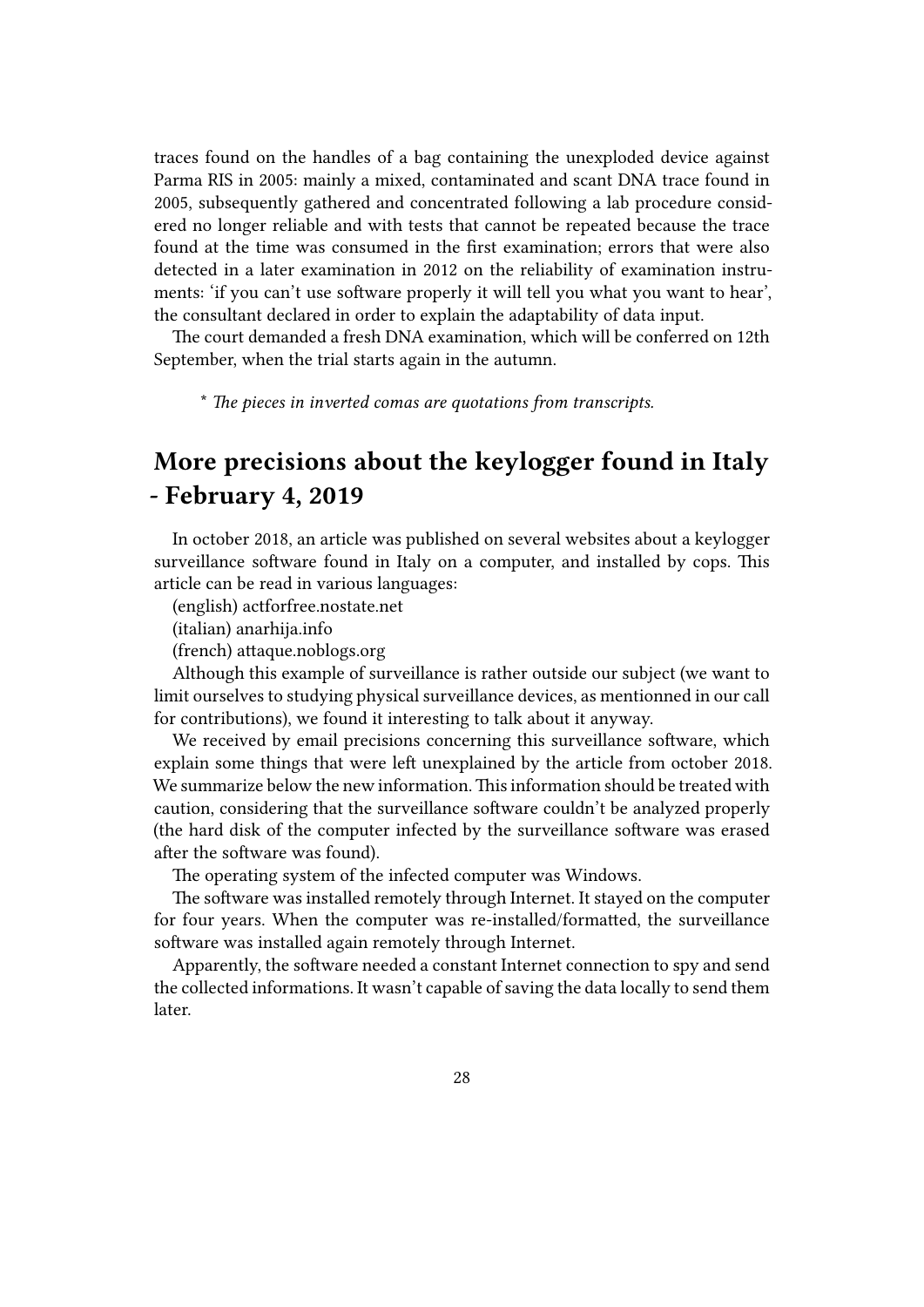traces found on the handles of a bag containing the unexploded device against Parma RIS in 2005: mainly a mixed, contaminated and scant DNA trace found in 2005, subsequently gathered and concentrated following a lab procedure considered no longer reliable and with tests that cannot be repeated because the trace found at the time was consumed in the first examination; errors that were also detected in a later examination in 2012 on the reliability of examination instruments: 'if you can't use software properly it will tell you what you want to hear', the consultant declared in order to explain the adaptability of data input.

The court demanded a fresh DNA examination, which will be conferred on 12th September, when the trial starts again in the autumn.

\* *The pieces in inverted comas are quotations from transcripts.*

## More precisions about the keylogger found in Italy - February 4, 2019

In october 2018, an article was published on several websites about a keylogger surveillance software found in Italy on a computer, and installed by cops. This article can be read in various languages:

(english) actforfree.nostate.net

(italian) anarhija.info

(french) attaque.noblogs.org

Although this example of surveillance is rather outside our subject (we want to limit ourselves to studying physical surveillance devices, as mentionned in our call for contributions), we found it interesting to talk about it anyway.

We received by email precisions concerning this surveillance software, which explain some things that were left unexplained by the article from october 2018. We summarize below the new information. This information should be treated with caution, considering that the surveillance software couldn't be analyzed properly (the hard disk of the computer infected by the surveillance software was erased after the software was found).

The operating system of the infected computer was Windows.

The software was installed remotely through Internet. It stayed on the computer for four years. When the computer was re-installed/formatted, the surveillance software was installed again remotely through Internet.

Apparently, the software needed a constant Internet connection to spy and send the collected informations. It wasn't capable of saving the data locally to send them later.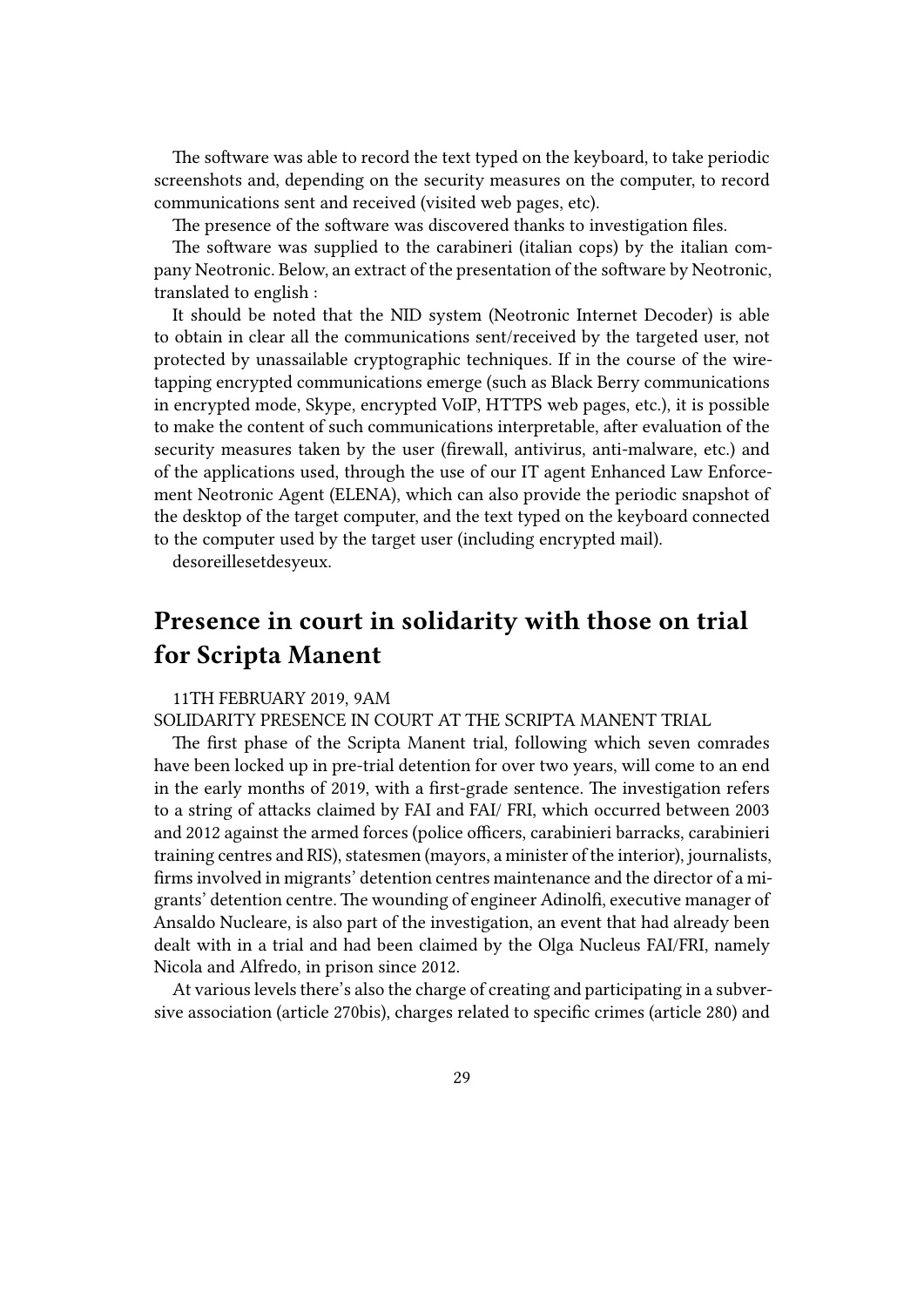The software was able to record the text typed on the keyboard, to take periodic screenshots and, depending on the security measures on the computer, to record communications sent and received (visited web pages, etc).

The presence of the software was discovered thanks to investigation files.

The software was supplied to the carabineri (italian cops) by the italian company Neotronic. Below, an extract of the presentation of the software by Neotronic, translated to english :

It should be noted that the NID system (Neotronic Internet Decoder) is able to obtain in clear all the communications sent/received by the targeted user, not protected by unassailable cryptographic techniques. If in the course of the wiretapping encrypted communications emerge (such as Black Berry communications in encrypted mode, Skype, encrypted VoIP, HTTPS web pages, etc.), it is possible to make the content of such communications interpretable, after evaluation of the security measures taken by the user (firewall, antivirus, anti-malware, etc.) and of the applications used, through the use of our IT agent Enhanced Law Enforcement Neotronic Agent (ELENA), which can also provide the periodic snapshot of the desktop of the target computer, and the text typed on the keyboard connected to the computer used by the target user (including encrypted mail).

desoreillesetdesyeux.

## Presence in court in solidarity with those on trial for Scripta Manent

11TH FEBRUARY 2019, 9AM

SOLIDARITY PRESENCE IN COURT AT THE SCRIPTA MANENT TRIAL

The first phase of the Scripta Manent trial, following which seven comrades have been locked up in pre-trial detention for over two years, will come to an end in the early months of 2019, with a first-grade sentence. The investigation refers to a string of attacks claimed by FAI and FAI/ FRI, which occurred between 2003 and 2012 against the armed forces (police officers, carabinieri barracks, carabinieri training centres and RIS), statesmen (mayors, a minister of the interior), journalists, firms involved in migrants' detention centres maintenance and the director of a migrants' detention centre. The wounding of engineer Adinolfi, executive manager of Ansaldo Nucleare, is also part of the investigation, an event that had already been dealt with in a trial and had been claimed by the Olga Nucleus FAI/FRI, namely Nicola and Alfredo, in prison since 2012.

At various levels there's also the charge of creating and participating in a subversive association (article 270bis), charges related to specific crimes (article 280) and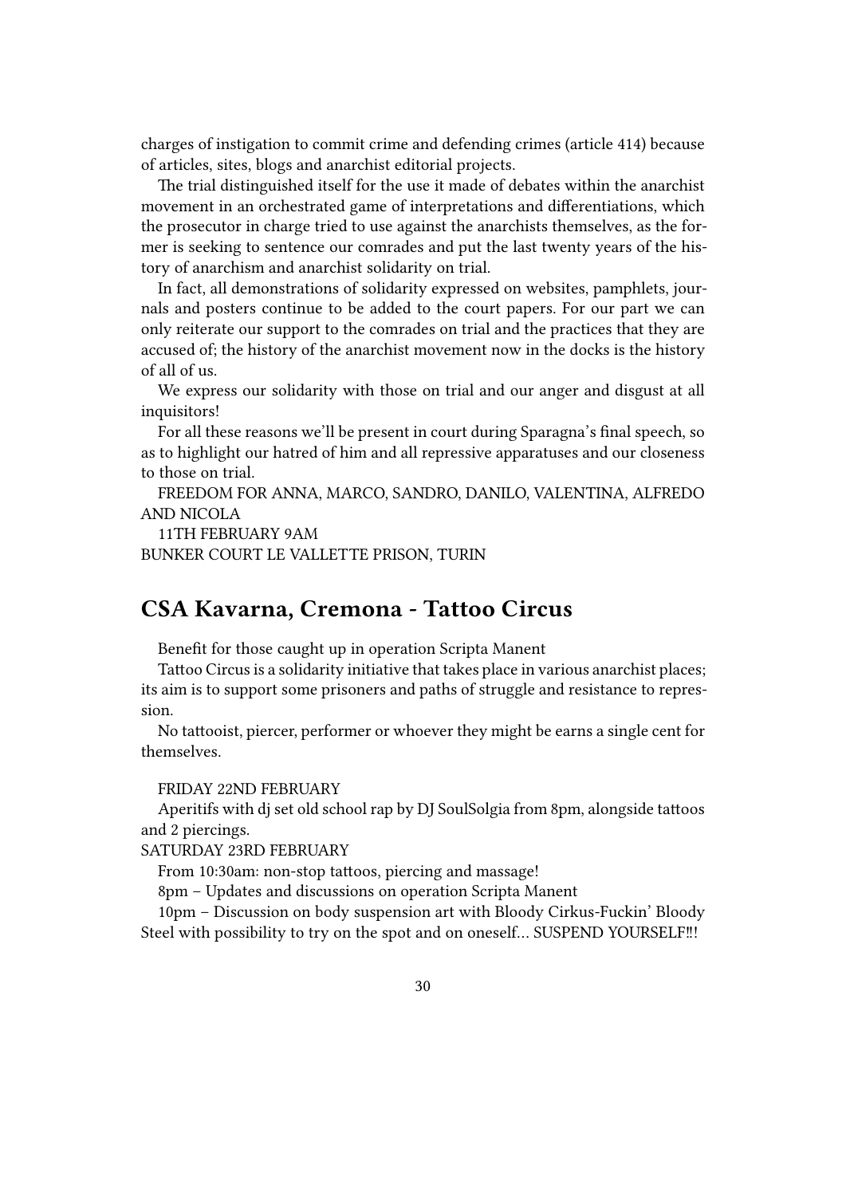charges of instigation to commit crime and defending crimes (article 414) because of articles, sites, blogs and anarchist editorial projects.

The trial distinguished itself for the use it made of debates within the anarchist movement in an orchestrated game of interpretations and differentiations, which the prosecutor in charge tried to use against the anarchists themselves, as the former is seeking to sentence our comrades and put the last twenty years of the history of anarchism and anarchist solidarity on trial.

In fact, all demonstrations of solidarity expressed on websites, pamphlets, journals and posters continue to be added to the court papers. For our part we can only reiterate our support to the comrades on trial and the practices that they are accused of; the history of the anarchist movement now in the docks is the history of all of us.

We express our solidarity with those on trial and our anger and disgust at all inquisitors!

For all these reasons we'll be present in court during Sparagna's final speech, so as to highlight our hatred of him and all repressive apparatuses and our closeness to those on trial.

FREEDOM FOR ANNA, MARCO, SANDRO, DANILO, VALENTINA, ALFREDO AND NICOLA

11TH FEBRUARY 9AM

BUNKER COURT LE VALLETTE PRISON, TURIN

## CSA Kavarna, Cremona - Tattoo Circus

Benefit for those caught up in operation Scripta Manent

Tattoo Circus is a solidarity initiative that takes place in various anarchist places; its aim is to support some prisoners and paths of struggle and resistance to repression.

No tattooist, piercer, performer or whoever they might be earns a single cent for themselves.

FRIDAY 22ND FEBRUARY

Aperitifs with dj set old school rap by DJ SoulSolgia from 8pm, alongside tattoos and 2 piercings.

SATURDAY 23RD FEBRUARY

From 10:30am: non-stop tattoos, piercing and massage!

8pm – Updates and discussions on operation Scripta Manent

10pm – Discussion on body suspension art with Bloody Cirkus-Fuckin' Bloody Steel with possibility to try on the spot and on oneself… SUSPEND YOURSELF!!!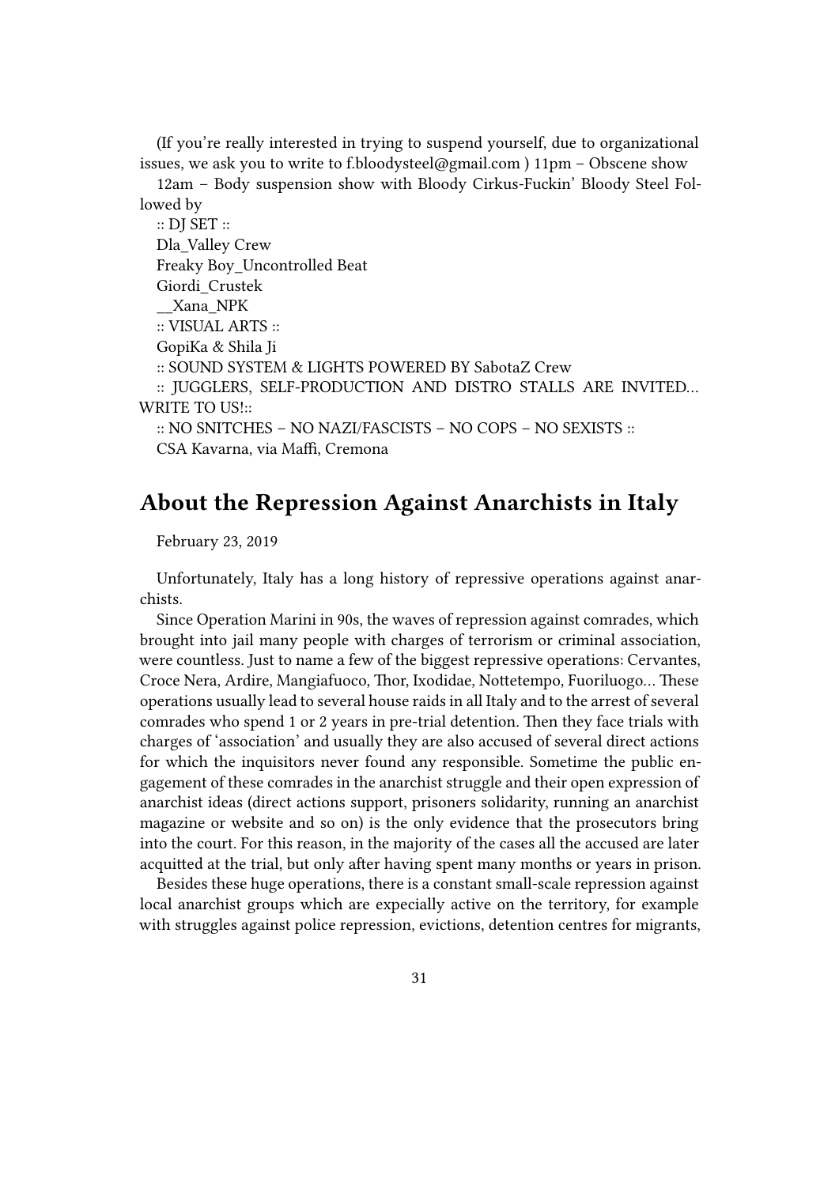(If you're really interested in trying to suspend yourself, due to organizational issues, we ask you to write to f.bloodysteel@gmail.com ) 11pm – Obscene show

12am – Body suspension show with Bloody Cirkus-Fuckin' Bloody Steel Followed by

:: DJ SET ::

Dla_Valley Crew

Freaky Boy_Uncontrolled Beat

Giordi_Crustek

__Xana_NPK

:: VISUAL ARTS ::

GopiKa & Shila Ji

:: SOUND SYSTEM & LIGHTS POWERED BY SabotaZ Crew

:: JUGGLERS, SELF-PRODUCTION AND DISTRO STALLS ARE INVITED… WRITE TO US!::

:: NO SNITCHES – NO NAZI/FASCISTS – NO COPS – NO SEXISTS ::

CSA Kavarna, via Maffi, Cremona

## About the Repression Against Anarchists in Italy

February 23, 2019

Unfortunately, Italy has a long history of repressive operations against anarchists.

Since Operation Marini in 90s, the waves of repression against comrades, which brought into jail many people with charges of terrorism or criminal association, were countless. Just to name a few of the biggest repressive operations: Cervantes, Croce Nera, Ardire, Mangiafuoco, Thor, Ixodidae, Nottetempo, Fuoriluogo… These operations usually lead to several house raids in all Italy and to the arrest of several comrades who spend 1 or 2 years in pre-trial detention. Then they face trials with charges of 'association' and usually they are also accused of several direct actions for which the inquisitors never found any responsible. Sometime the public engagement of these comrades in the anarchist struggle and their open expression of anarchist ideas (direct actions support, prisoners solidarity, running an anarchist magazine or website and so on) is the only evidence that the prosecutors bring into the court. For this reason, in the majority of the cases all the accused are later acquitted at the trial, but only after having spent many months or years in prison.

Besides these huge operations, there is a constant small-scale repression against local anarchist groups which are expecially active on the territory, for example with struggles against police repression, evictions, detention centres for migrants,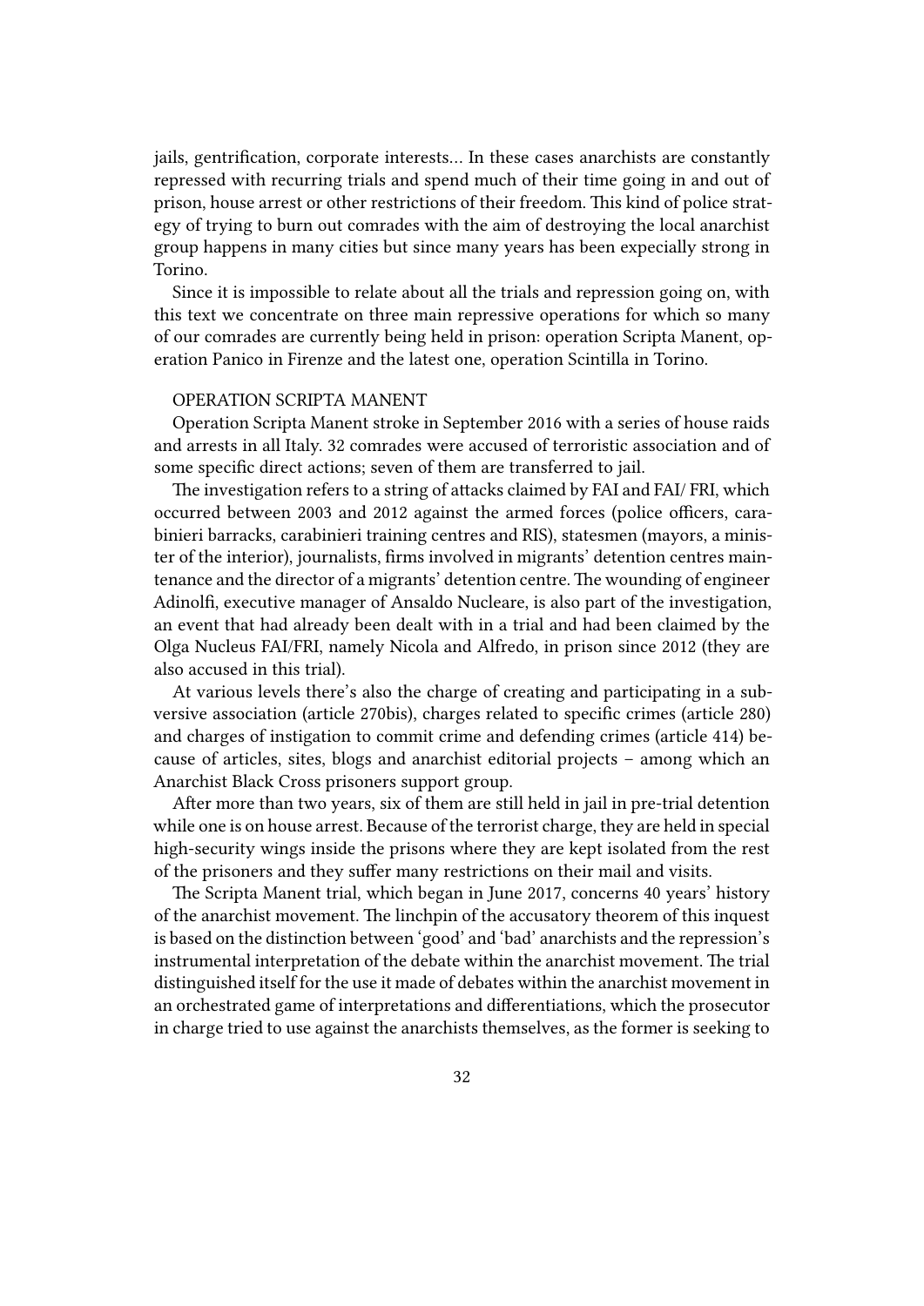jails, gentrification, corporate interests… In these cases anarchists are constantly repressed with recurring trials and spend much of their time going in and out of prison, house arrest or other restrictions of their freedom. This kind of police strategy of trying to burn out comrades with the aim of destroying the local anarchist group happens in many cities but since many years has been expecially strong in Torino.

Since it is impossible to relate about all the trials and repression going on, with this text we concentrate on three main repressive operations for which so many of our comrades are currently being held in prison: operation Scripta Manent, operation Panico in Firenze and the latest one, operation Scintilla in Torino.

OPERATION SCRIPTA MANENT

Operation Scripta Manent stroke in September 2016 with a series of house raids and arrests in all Italy. 32 comrades were accused of terroristic association and of some specific direct actions; seven of them are transferred to jail.

The investigation refers to a string of attacks claimed by FAI and FAI/ FRI, which occurred between 2003 and 2012 against the armed forces (police officers, carabinieri barracks, carabinieri training centres and RIS), statesmen (mayors, a minister of the interior), journalists, firms involved in migrants' detention centres maintenance and the director of a migrants' detention centre. The wounding of engineer Adinolfi, executive manager of Ansaldo Nucleare, is also part of the investigation, an event that had already been dealt with in a trial and had been claimed by the Olga Nucleus FAI/FRI, namely Nicola and Alfredo, in prison since 2012 (they are also accused in this trial).

At various levels there's also the charge of creating and participating in a subversive association (article 270bis), charges related to specific crimes (article 280) and charges of instigation to commit crime and defending crimes (article 414) because of articles, sites, blogs and anarchist editorial projects – among which an Anarchist Black Cross prisoners support group.

After more than two years, six of them are still held in jail in pre-trial detention while one is on house arrest. Because of the terrorist charge, they are held in special high-security wings inside the prisons where they are kept isolated from the rest of the prisoners and they suffer many restrictions on their mail and visits.

The Scripta Manent trial, which began in June 2017, concerns 40 years' history of the anarchist movement. The linchpin of the accusatory theorem of this inquest is based on the distinction between 'good' and 'bad' anarchists and the repression's instrumental interpretation of the debate within the anarchist movement. The trial distinguished itself for the use it made of debates within the anarchist movement in an orchestrated game of interpretations and differentiations, which the prosecutor in charge tried to use against the anarchists themselves, as the former is seeking to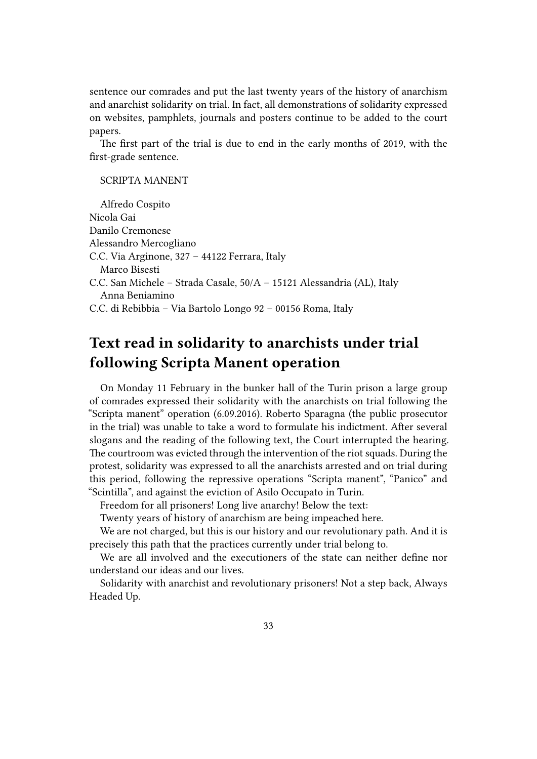sentence our comrades and put the last twenty years of the history of anarchism and anarchist solidarity on trial. In fact, all demonstrations of solidarity expressed on websites, pamphlets, journals and posters continue to be added to the court papers.

The first part of the trial is due to end in the early months of 2019, with the first-grade sentence.

SCRIPTA MANENT

Alfredo Cospito
Nicola Gai
Danilo Cremonese
Alessandro Mercogliano
C.C. Via Arginone, 327 – 44122 Ferrara, Italy

Marco Bisesti
C.C. San Michele – Strada Casale, 50/A – 15121 Alessandria (AL), Italy

Anna Beniamino
C.C. di Rebibbia – Via Bartolo Longo 92 – 00156 Roma, Italy

## Text read in solidarity to anarchists under trial following Scripta Manent operation

On Monday 11 February in the bunker hall of the Turin prison a large group of comrades expressed their solidarity with the anarchists on trial following the "Scripta manent" operation (6.09.2016). Roberto Sparagna (the public prosecutor in the trial) was unable to take a word to formulate his indictment. After several slogans and the reading of the following text, the Court interrupted the hearing. The courtroom was evicted through the intervention of the riot squads. During the protest, solidarity was expressed to all the anarchists arrested and on trial during this period, following the repressive operations "Scripta manent", "Panico" and "Scintilla", and against the eviction of Asilo Occupato in Turin.

Freedom for all prisoners! Long live anarchy! Below the text:

Twenty years of history of anarchism are being impeached here.

We are not charged, but this is our history and our revolutionary path. And it is precisely this path that the practices currently under trial belong to.

We are all involved and the executioners of the state can neither define nor understand our ideas and our lives.

Solidarity with anarchist and revolutionary prisoners! Not a step back, Always Headed Up.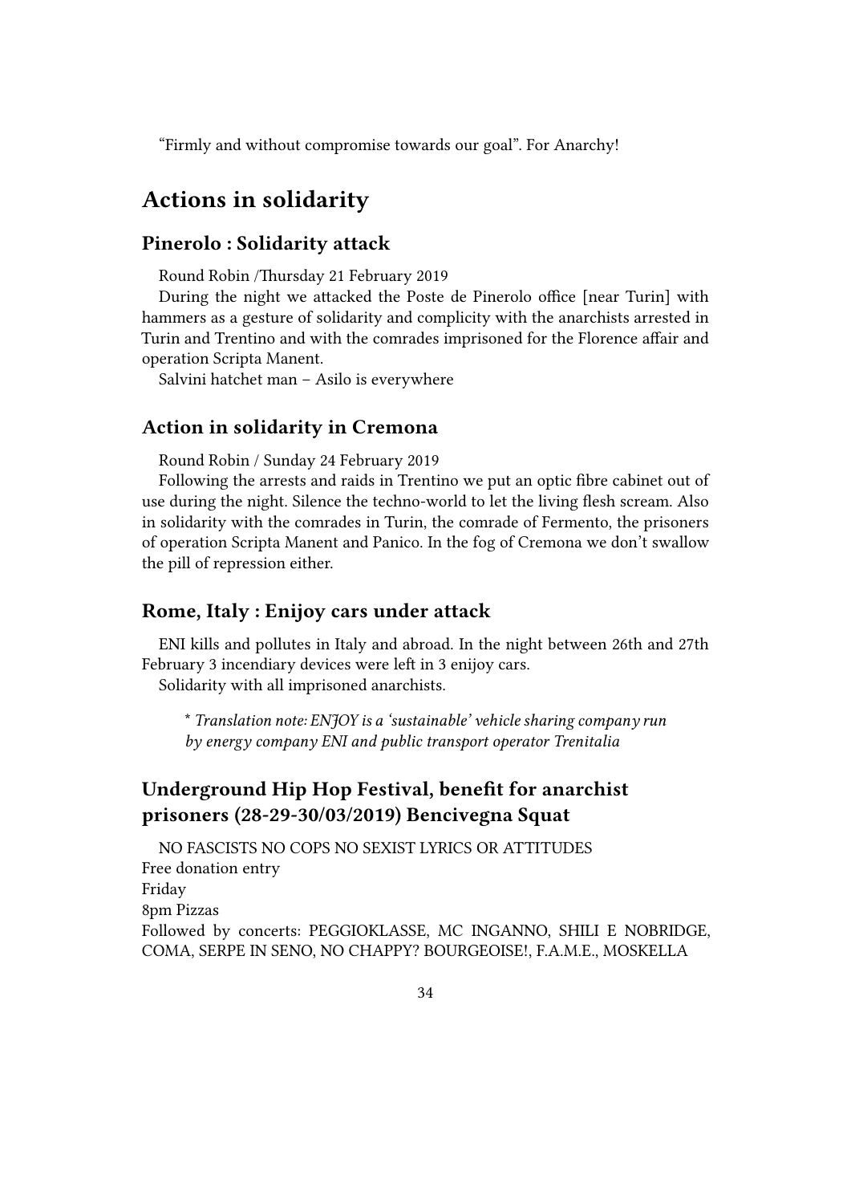"Firmly and without compromise towards our goal". For Anarchy!

## Actions in solidarity

### Pinerolo : Solidarity attack

Round Robin /Thursday 21 February 2019

During the night we attacked the Poste de Pinerolo office [near Turin] with hammers as a gesture of solidarity and complicity with the anarchists arrested in Turin and Trentino and with the comrades imprisoned for the Florence affair and operation Scripta Manent.

Salvini hatchet man – Asilo is everywhere

### Action in solidarity in Cremona

Round Robin / Sunday 24 February 2019

Following the arrests and raids in Trentino we put an optic fibre cabinet out of use during the night. Silence the techno-world to let the living flesh scream. Also in solidarity with the comrades in Turin, the comrade of Fermento, the prisoners of operation Scripta Manent and Panico. In the fog of Cremona we don't swallow the pill of repression either.

### Rome, Italy : Enijoy cars under attack

ENI kills and pollutes in Italy and abroad. In the night between 26th and 27th February 3 incendiary devices were left in 3 enijoy cars.

Solidarity with all imprisoned anarchists.

> *\* Translation note: ENJOY is a 'sustainable' vehicle sharing company run by energy company ENI and public transport operator Trenitalia*

### Underground Hip Hop Festival, benefit for anarchist prisoners (28-29-30/03/2019) Bencivegna Squat

NO FASCISTS NO COPS NO SEXIST LYRICS OR ATTITUDES  
Free donation entry  
Friday  
8pm Pizzas  
Followed by concerts: PEGGIOKLASSE, MC INGANNO, SHILI E NOBRIDGE, COMA, SERPE IN SENO, NO CHAPPY? BOURGEOISE!, F.A.M.E., MOSKELLA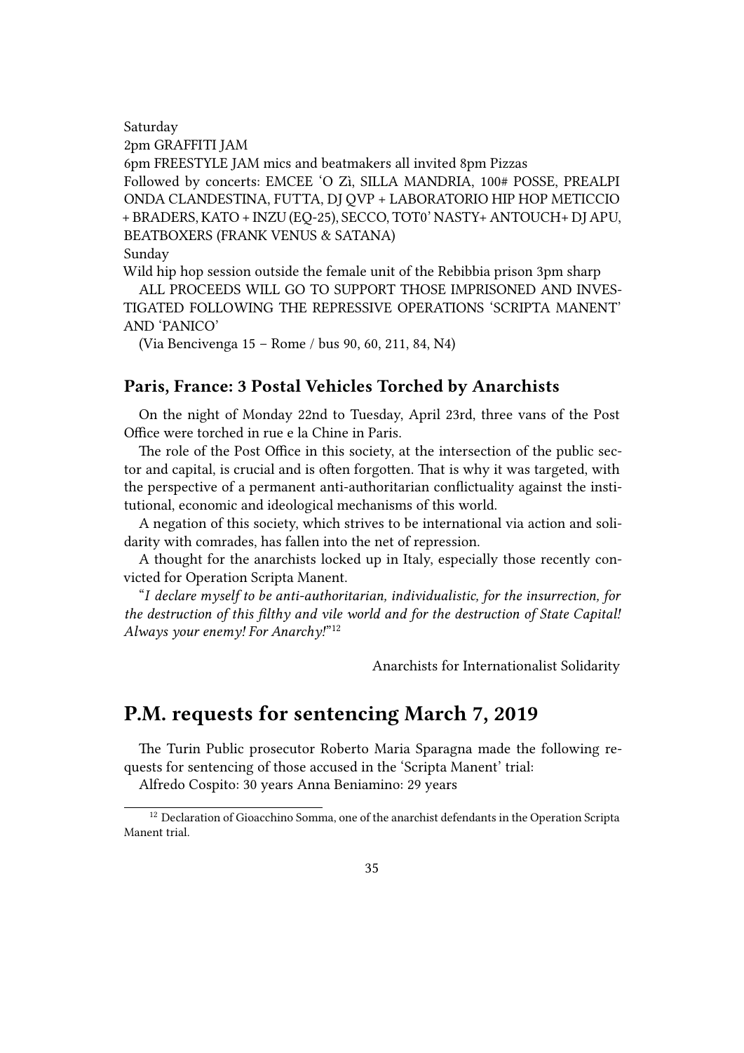Saturday

2pm GRAFFITI JAM

6pm FREESTYLE JAM mics and beatmakers all invited 8pm Pizzas

Followed by concerts: EMCEE 'O Zì, SILLA MANDRIA, 100# POSSE, PREALPI ONDA CLANDESTINA, FUTTA, DJ QVP + LABORATORIO HIP HOP METICCIO + BRADERS, KATO + INZU (EQ-25), SECCO, TOT0' NASTY+ ANTOUCH+ DJ APU, BEATBOXERS (FRANK VENUS & SATANA)

Sunday

Wild hip hop session outside the female unit of the Rebibbia prison 3pm sharp

ALL PROCEEDS WILL GO TO SUPPORT THOSE IMPRISONED AND INVESTIGATED FOLLOWING THE REPRESSIVE OPERATIONS 'SCRIPTA MANENT' AND 'PANICO'

(Via Bencivenga 15 – Rome / bus 90, 60, 211, 84, N4)

### Paris, France: 3 Postal Vehicles Torched by Anarchists

On the night of Monday 22nd to Tuesday, April 23rd, three vans of the Post Office were torched in rue e la Chine in Paris.

The role of the Post Office in this society, at the intersection of the public sector and capital, is crucial and is often forgotten. That is why it was targeted, with the perspective of a permanent anti-authoritarian conflictuality against the institutional, economic and ideological mechanisms of this world.

A negation of this society, which strives to be international via action and solidarity with comrades, has fallen into the net of repression.

A thought for the anarchists locked up in Italy, especially those recently convicted for Operation Scripta Manent.

"*I declare myself to be anti-authoritarian, individualistic, for the insurrection, for the destruction of this filthy and vile world and for the destruction of State Capital! Always your enemy! For Anarchy!*"[12]

Anarchists for Internationalist Solidarity

## P.M. requests for sentencing March 7, 2019

The Turin Public prosecutor Roberto Maria Sparagna made the following requests for sentencing of those accused in the 'Scripta Manent' trial:

Alfredo Cospito: 30 years Anna Beniamino: 29 years

[12] Declaration of Gioacchino Somma, one of the anarchist defendants in the Operation Scripta Manent trial.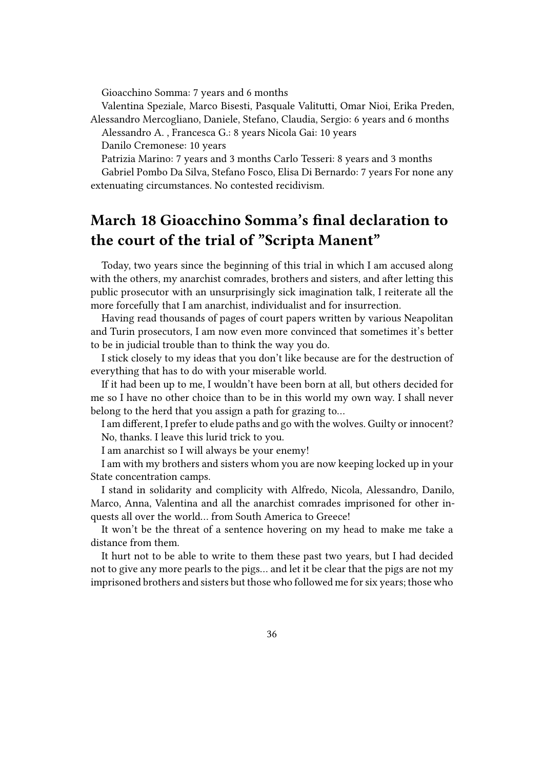Gioacchino Somma: 7 years and 6 months

Valentina Speziale, Marco Bisesti, Pasquale Valitutti, Omar Nioi, Erika Preden, Alessandro Mercogliano, Daniele, Stefano, Claudia, Sergio: 6 years and 6 months

Alessandro A. , Francesca G.: 8 years Nicola Gai: 10 years

Danilo Cremonese: 10 years

Patrizia Marino: 7 years and 3 months Carlo Tesseri: 8 years and 3 months

Gabriel Pombo Da Silva, Stefano Fosco, Elisa Di Bernardo: 7 years For none any extenuating circumstances. No contested recidivism.

## March 18 Gioacchino Somma's final declaration to the court of the trial of "Scripta Manent"

Today, two years since the beginning of this trial in which I am accused along with the others, my anarchist comrades, brothers and sisters, and after letting this public prosecutor with an unsurprisingly sick imagination talk, I reiterate all the more forcefully that I am anarchist, individualist and for insurrection.

Having read thousands of pages of court papers written by various Neapolitan and Turin prosecutors, I am now even more convinced that sometimes it's better to be in judicial trouble than to think the way you do.

I stick closely to my ideas that you don't like because are for the destruction of everything that has to do with your miserable world.

If it had been up to me, I wouldn't have been born at all, but others decided for me so I have no other choice than to be in this world my own way. I shall never belong to the herd that you assign a path for grazing to…

I am different, I prefer to elude paths and go with the wolves. Guilty or innocent? No, thanks. I leave this lurid trick to you.

I am anarchist so I will always be your enemy!

I am with my brothers and sisters whom you are now keeping locked up in your State concentration camps.

I stand in solidarity and complicity with Alfredo, Nicola, Alessandro, Danilo, Marco, Anna, Valentina and all the anarchist comrades imprisoned for other inquests all over the world… from South America to Greece!

It won't be the threat of a sentence hovering on my head to make me take a distance from them.

It hurt not to be able to write to them these past two years, but I had decided not to give any more pearls to the pigs… and let it be clear that the pigs are not my imprisoned brothers and sisters but those who followed me for six years; those who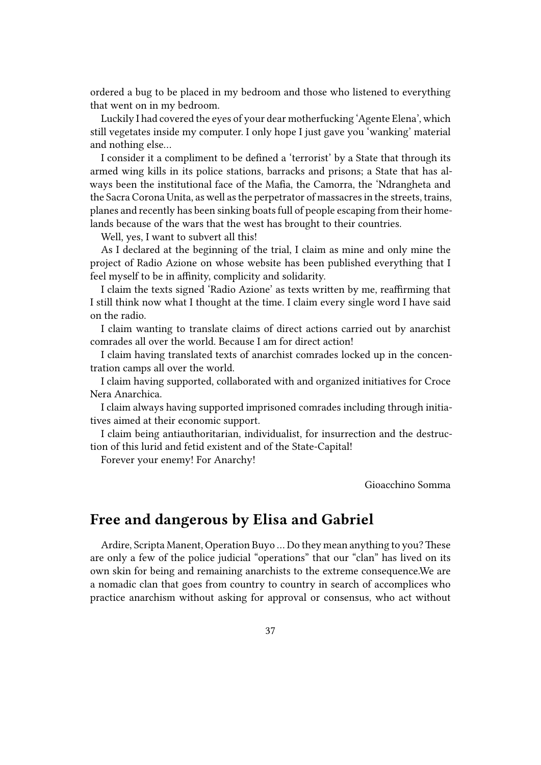ordered a bug to be placed in my bedroom and those who listened to everything that went on in my bedroom.

Luckily I had covered the eyes of your dear motherfucking 'Agente Elena', which still vegetates inside my computer. I only hope I just gave you 'wanking' material and nothing else…

I consider it a compliment to be defined a 'terrorist' by a State that through its armed wing kills in its police stations, barracks and prisons; a State that has always been the institutional face of the Mafia, the Camorra, the 'Ndrangheta and the Sacra Corona Unita, as well as the perpetrator of massacres in the streets, trains, planes and recently has been sinking boats full of people escaping from their homelands because of the wars that the west has brought to their countries.

Well, yes, I want to subvert all this!

As I declared at the beginning of the trial, I claim as mine and only mine the project of Radio Azione on whose website has been published everything that I feel myself to be in affinity, complicity and solidarity.

I claim the texts signed 'Radio Azione' as texts written by me, reaffirming that I still think now what I thought at the time. I claim every single word I have said on the radio.

I claim wanting to translate claims of direct actions carried out by anarchist comrades all over the world. Because I am for direct action!

I claim having translated texts of anarchist comrades locked up in the concentration camps all over the world.

I claim having supported, collaborated with and organized initiatives for Croce Nera Anarchica.

I claim always having supported imprisoned comrades including through initiatives aimed at their economic support.

I claim being antiauthoritarian, individualist, for insurrection and the destruction of this lurid and fetid existent and of the State-Capital!

Forever your enemy! For Anarchy!

Gioacchino Somma

## Free and dangerous by Elisa and Gabriel

Ardire, Scripta Manent, Operation Buyo … Do they mean anything to you? These are only a few of the police judicial "operations" that our "clan" has lived on its own skin for being and remaining anarchists to the extreme consequence.We are a nomadic clan that goes from country to country in search of accomplices who practice anarchism without asking for approval or consensus, who act without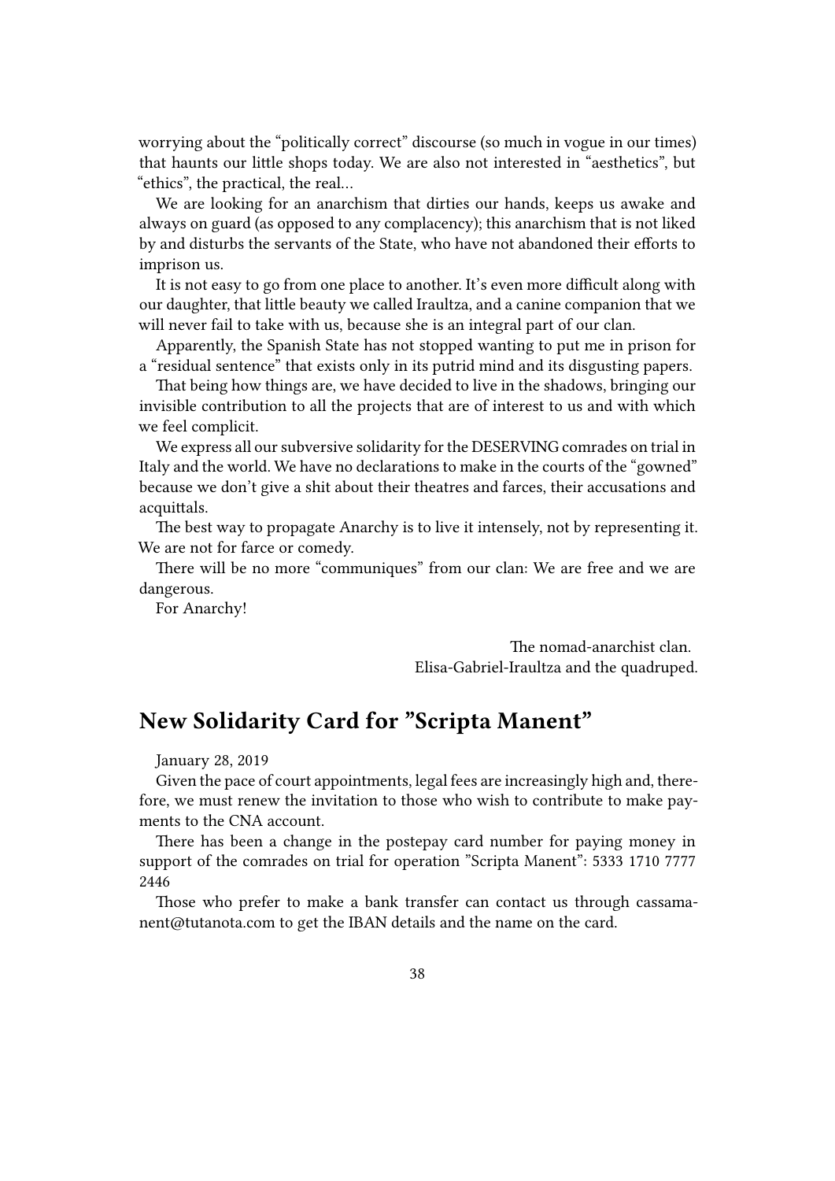worrying about the "politically correct" discourse (so much in vogue in our times) that haunts our little shops today. We are also not interested in "aesthetics", but "ethics", the practical, the real…

We are looking for an anarchism that dirties our hands, keeps us awake and always on guard (as opposed to any complacency); this anarchism that is not liked by and disturbs the servants of the State, who have not abandoned their efforts to imprison us.

It is not easy to go from one place to another. It's even more difficult along with our daughter, that little beauty we called Iraultza, and a canine companion that we will never fail to take with us, because she is an integral part of our clan.

Apparently, the Spanish State has not stopped wanting to put me in prison for a "residual sentence" that exists only in its putrid mind and its disgusting papers.

That being how things are, we have decided to live in the shadows, bringing our invisible contribution to all the projects that are of interest to us and with which we feel complicit.

We express all our subversive solidarity for the DESERVING comrades on trial in Italy and the world. We have no declarations to make in the courts of the "gowned" because we don't give a shit about their theatres and farces, their accusations and acquittals.

The best way to propagate Anarchy is to live it intensely, not by representing it. We are not for farce or comedy.

There will be no more "communiques" from our clan: We are free and we are dangerous.

For Anarchy!

The nomad-anarchist clan.
Elisa-Gabriel-Iraultza and the quadruped.

## New Solidarity Card for "Scripta Manent"

January 28, 2019

Given the pace of court appointments, legal fees are increasingly high and, therefore, we must renew the invitation to those who wish to contribute to make payments to the CNA account.

There has been a change in the postepay card number for paying money in support of the comrades on trial for operation "Scripta Manent": 5333 1710 7777 2446

Those who prefer to make a bank transfer can contact us through cassamanent@tutanota.com to get the IBAN details and the name on the card.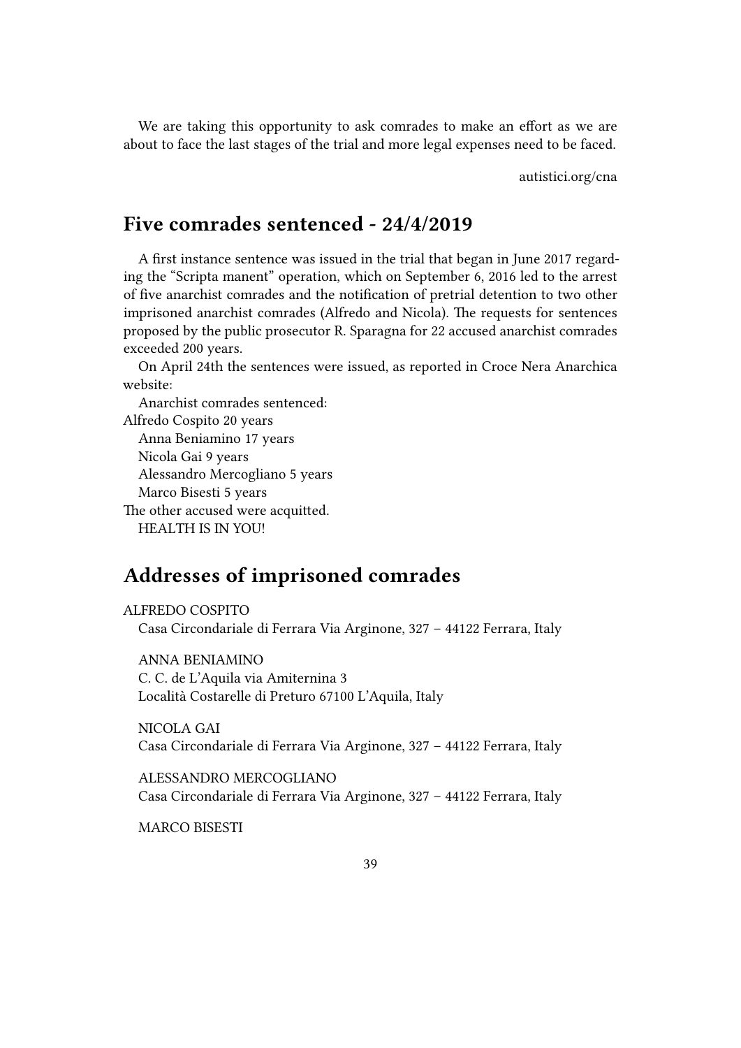We are taking this opportunity to ask comrades to make an effort as we are about to face the last stages of the trial and more legal expenses need to be faced.

autistici.org/cna

## Five comrades sentenced - 24/4/2019

A first instance sentence was issued in the trial that began in June 2017 regarding the "Scripta manent" operation, which on September 6, 2016 led to the arrest of five anarchist comrades and the notification of pretrial detention to two other imprisoned anarchist comrades (Alfredo and Nicola). The requests for sentences proposed by the public prosecutor R. Sparagna for 22 accused anarchist comrades exceeded 200 years.

On April 24th the sentences were issued, as reported in Croce Nera Anarchica website:

Anarchist comrades sentenced:

Alfredo Cospito 20 years

Anna Beniamino 17 years

Nicola Gai 9 years

Alessandro Mercogliano 5 years

Marco Bisesti 5 years

The other accused were acquitted.

HEALTH IS IN YOU!

## Addresses of imprisoned comrades

ALFREDO COSPITO

Casa Circondariale di Ferrara Via Arginone, 327 – 44122 Ferrara, Italy

ANNA BENIAMINO

C. C. de L'Aquila via Amiternina 3

Località Costarelle di Preturo 67100 L'Aquila, Italy

NICOLA GAI

Casa Circondariale di Ferrara Via Arginone, 327 – 44122 Ferrara, Italy

ALESSANDRO MERCOGLIANO

Casa Circondariale di Ferrara Via Arginone, 327 – 44122 Ferrara, Italy

MARCO BISESTI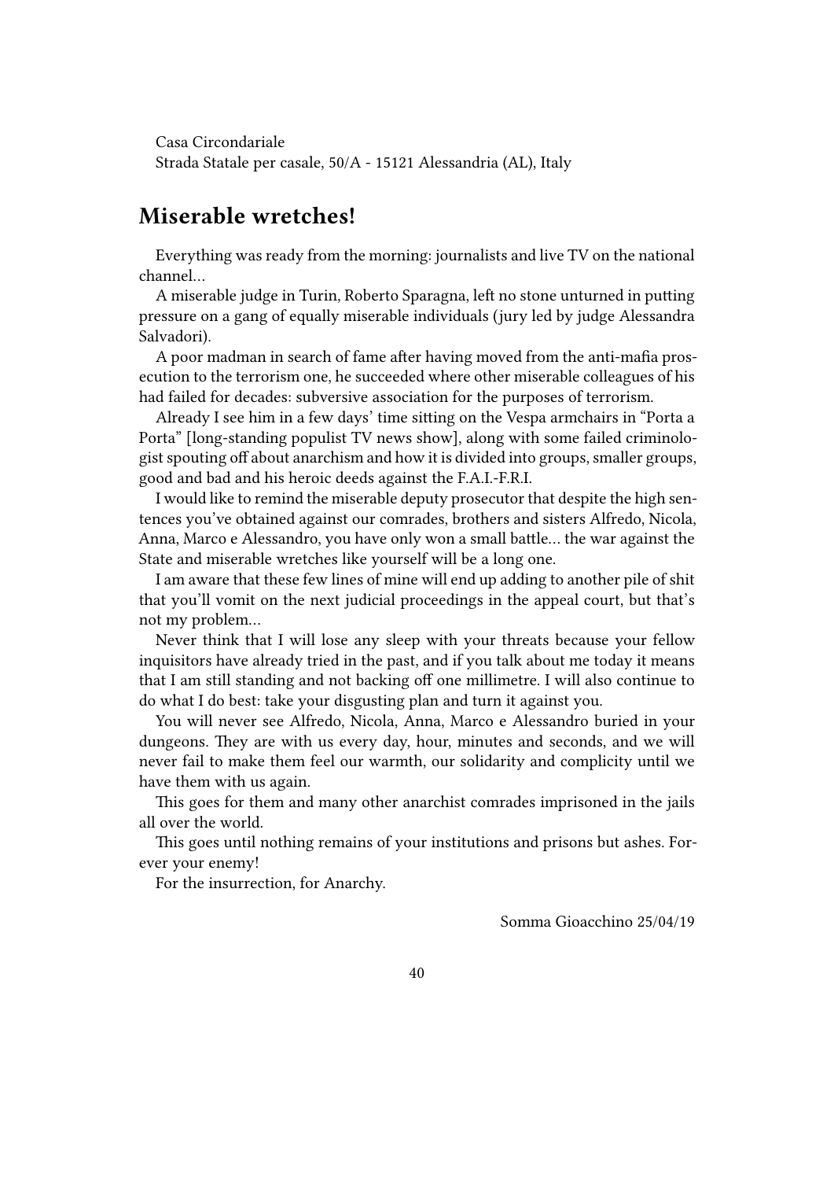Casa Circondariale
Strada Statale per casale, 50/A - 15121 Alessandria (AL), Italy

## Miserable wretches!

Everything was ready from the morning: journalists and live TV on the national channel…

A miserable judge in Turin, Roberto Sparagna, left no stone unturned in putting pressure on a gang of equally miserable individuals (jury led by judge Alessandra Salvadori).

A poor madman in search of fame after having moved from the anti-mafia prosecution to the terrorism one, he succeeded where other miserable colleagues of his had failed for decades: subversive association for the purposes of terrorism.

Already I see him in a few days' time sitting on the Vespa armchairs in "Porta a Porta" [long-standing populist TV news show], along with some failed criminologist spouting off about anarchism and how it is divided into groups, smaller groups, good and bad and his heroic deeds against the F.A.I.-F.R.I.

I would like to remind the miserable deputy prosecutor that despite the high sentences you've obtained against our comrades, brothers and sisters Alfredo, Nicola, Anna, Marco e Alessandro, you have only won a small battle… the war against the State and miserable wretches like yourself will be a long one.

I am aware that these few lines of mine will end up adding to another pile of shit that you'll vomit on the next judicial proceedings in the appeal court, but that's not my problem…

Never think that I will lose any sleep with your threats because your fellow inquisitors have already tried in the past, and if you talk about me today it means that I am still standing and not backing off one millimetre. I will also continue to do what I do best: take your disgusting plan and turn it against you.

You will never see Alfredo, Nicola, Anna, Marco e Alessandro buried in your dungeons. They are with us every day, hour, minutes and seconds, and we will never fail to make them feel our warmth, our solidarity and complicity until we have them with us again.

This goes for them and many other anarchist comrades imprisoned in the jails all over the world.

This goes until nothing remains of your institutions and prisons but ashes. Forever your enemy!

For the insurrection, for Anarchy.

Somma Gioacchino 25/04/19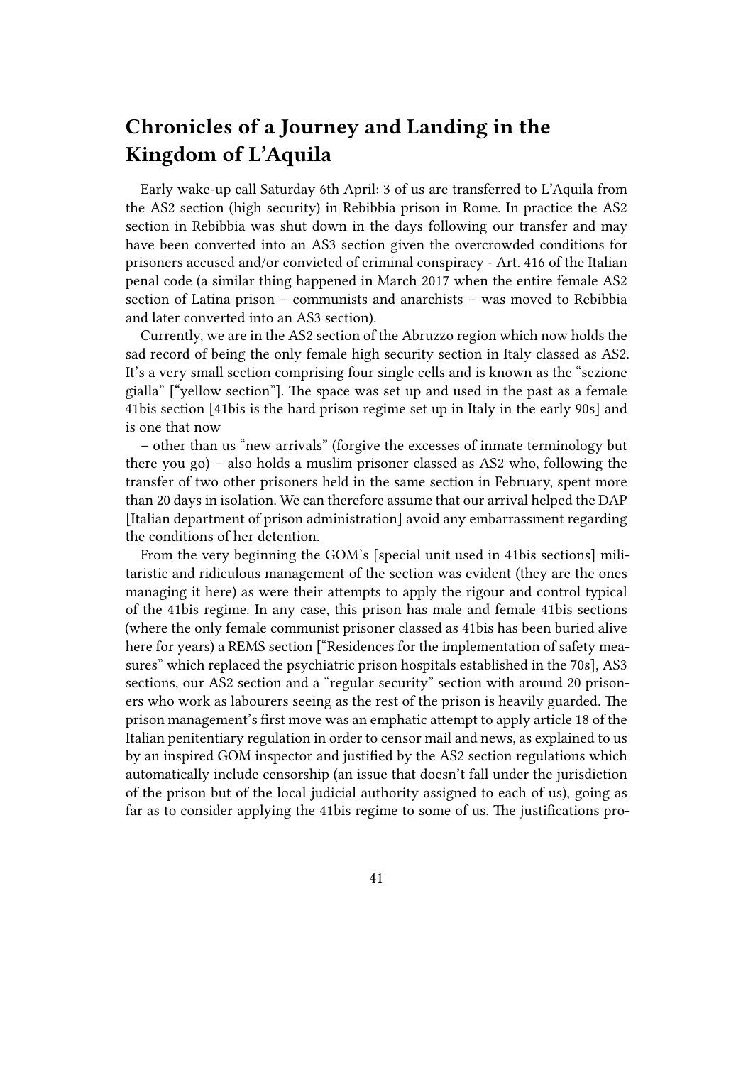## Chronicles of a Journey and Landing in the Kingdom of L'Aquila

Early wake-up call Saturday 6th April: 3 of us are transferred to L'Aquila from the AS2 section (high security) in Rebibbia prison in Rome. In practice the AS2 section in Rebibbia was shut down in the days following our transfer and may have been converted into an AS3 section given the overcrowded conditions for prisoners accused and/or convicted of criminal conspiracy - Art. 416 of the Italian penal code (a similar thing happened in March 2017 when the entire female AS2 section of Latina prison – communists and anarchists – was moved to Rebibbia and later converted into an AS3 section).

Currently, we are in the AS2 section of the Abruzzo region which now holds the sad record of being the only female high security section in Italy classed as AS2. It's a very small section comprising four single cells and is known as the "sezione gialla" ["yellow section"]. The space was set up and used in the past as a female 41bis section [41bis is the hard prison regime set up in Italy in the early 90s] and is one that now

– other than us "new arrivals" (forgive the excesses of inmate terminology but there you go) – also holds a muslim prisoner classed as AS2 who, following the transfer of two other prisoners held in the same section in February, spent more than 20 days in isolation. We can therefore assume that our arrival helped the DAP [Italian department of prison administration] avoid any embarrassment regarding the conditions of her detention.

From the very beginning the GOM's [special unit used in 41bis sections] militaristic and ridiculous management of the section was evident (they are the ones managing it here) as were their attempts to apply the rigour and control typical of the 41bis regime. In any case, this prison has male and female 41bis sections (where the only female communist prisoner classed as 41bis has been buried alive here for years) a REMS section ["Residences for the implementation of safety measures" which replaced the psychiatric prison hospitals established in the 70s], AS3 sections, our AS2 section and a "regular security" section with around 20 prisoners who work as labourers seeing as the rest of the prison is heavily guarded. The prison management's first move was an emphatic attempt to apply article 18 of the Italian penitentiary regulation in order to censor mail and news, as explained to us by an inspired GOM inspector and justified by the AS2 section regulations which automatically include censorship (an issue that doesn't fall under the jurisdiction of the prison but of the local judicial authority assigned to each of us), going as far as to consider applying the 41bis regime to some of us. The justifications pro-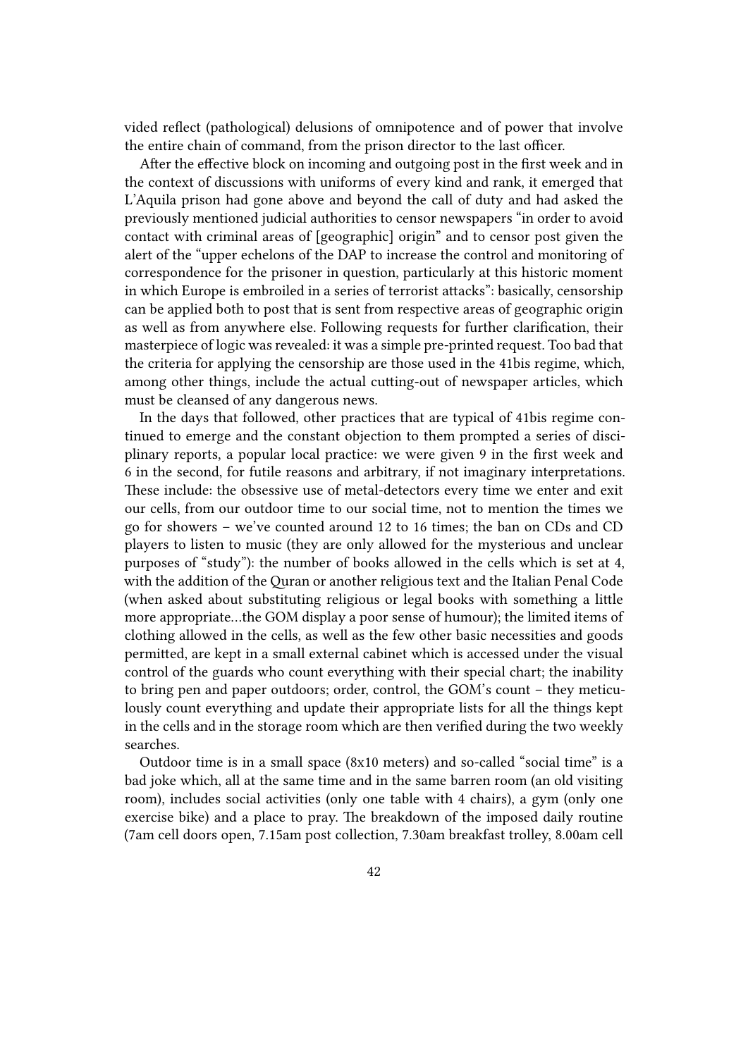vided reflect (pathological) delusions of omnipotence and of power that involve the entire chain of command, from the prison director to the last officer.

After the effective block on incoming and outgoing post in the first week and in the context of discussions with uniforms of every kind and rank, it emerged that L'Aquila prison had gone above and beyond the call of duty and had asked the previously mentioned judicial authorities to censor newspapers "in order to avoid contact with criminal areas of [geographic] origin" and to censor post given the alert of the "upper echelons of the DAP to increase the control and monitoring of correspondence for the prisoner in question, particularly at this historic moment in which Europe is embroiled in a series of terrorist attacks": basically, censorship can be applied both to post that is sent from respective areas of geographic origin as well as from anywhere else. Following requests for further clarification, their masterpiece of logic was revealed: it was a simple pre-printed request. Too bad that the criteria for applying the censorship are those used in the 41bis regime, which, among other things, include the actual cutting-out of newspaper articles, which must be cleansed of any dangerous news.

In the days that followed, other practices that are typical of 41bis regime continued to emerge and the constant objection to them prompted a series of disciplinary reports, a popular local practice: we were given 9 in the first week and 6 in the second, for futile reasons and arbitrary, if not imaginary interpretations. These include: the obsessive use of metal-detectors every time we enter and exit our cells, from our outdoor time to our social time, not to mention the times we go for showers – we've counted around 12 to 16 times; the ban on CDs and CD players to listen to music (they are only allowed for the mysterious and unclear purposes of "study"): the number of books allowed in the cells which is set at 4, with the addition of the Quran or another religious text and the Italian Penal Code (when asked about substituting religious or legal books with something a little more appropriate…the GOM display a poor sense of humour); the limited items of clothing allowed in the cells, as well as the few other basic necessities and goods permitted, are kept in a small external cabinet which is accessed under the visual control of the guards who count everything with their special chart; the inability to bring pen and paper outdoors; order, control, the GOM's count – they meticulously count everything and update their appropriate lists for all the things kept in the cells and in the storage room which are then verified during the two weekly searches.

Outdoor time is in a small space (8x10 meters) and so-called "social time" is a bad joke which, all at the same time and in the same barren room (an old visiting room), includes social activities (only one table with 4 chairs), a gym (only one exercise bike) and a place to pray. The breakdown of the imposed daily routine (7am cell doors open, 7.15am post collection, 7.30am breakfast trolley, 8.00am cell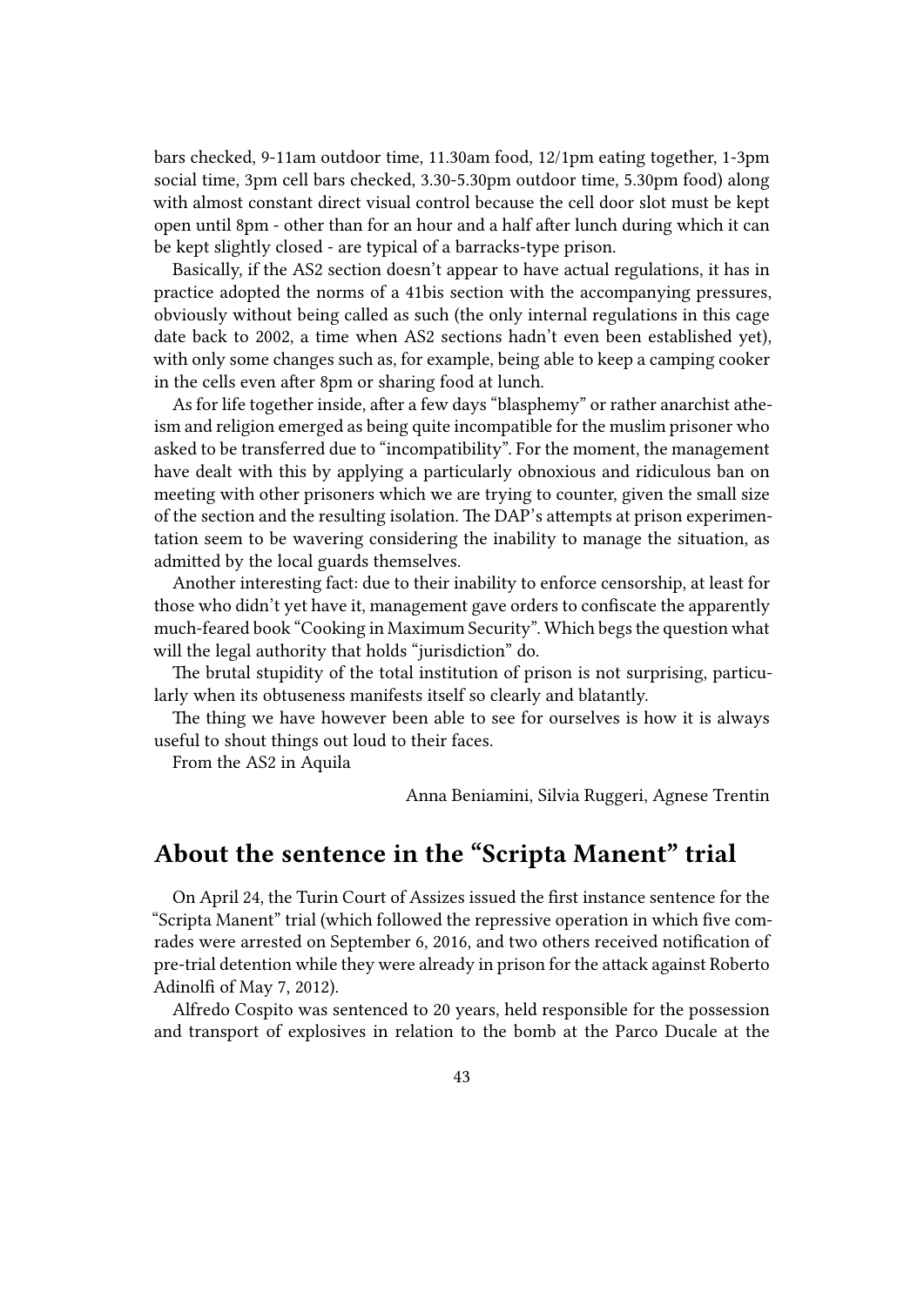bars checked, 9-11am outdoor time, 11.30am food, 12/1pm eating together, 1-3pm social time, 3pm cell bars checked, 3.30-5.30pm outdoor time, 5.30pm food) along with almost constant direct visual control because the cell door slot must be kept open until 8pm - other than for an hour and a half after lunch during which it can be kept slightly closed - are typical of a barracks-type prison.

Basically, if the AS2 section doesn't appear to have actual regulations, it has in practice adopted the norms of a 41bis section with the accompanying pressures, obviously without being called as such (the only internal regulations in this cage date back to 2002, a time when AS2 sections hadn't even been established yet), with only some changes such as, for example, being able to keep a camping cooker in the cells even after 8pm or sharing food at lunch.

As for life together inside, after a few days "blasphemy" or rather anarchist atheism and religion emerged as being quite incompatible for the muslim prisoner who asked to be transferred due to "incompatibility". For the moment, the management have dealt with this by applying a particularly obnoxious and ridiculous ban on meeting with other prisoners which we are trying to counter, given the small size of the section and the resulting isolation. The DAP's attempts at prison experimentation seem to be wavering considering the inability to manage the situation, as admitted by the local guards themselves.

Another interesting fact: due to their inability to enforce censorship, at least for those who didn't yet have it, management gave orders to confiscate the apparently much-feared book "Cooking in Maximum Security". Which begs the question what will the legal authority that holds "jurisdiction" do.

The brutal stupidity of the total institution of prison is not surprising, particularly when its obtuseness manifests itself so clearly and blatantly.

The thing we have however been able to see for ourselves is how it is always useful to shout things out loud to their faces.

From the AS2 in Aquila

Anna Beniamini, Silvia Ruggeri, Agnese Trentin

## About the sentence in the "Scripta Manent" trial

On April 24, the Turin Court of Assizes issued the first instance sentence for the "Scripta Manent" trial (which followed the repressive operation in which five comrades were arrested on September 6, 2016, and two others received notification of pre-trial detention while they were already in prison for the attack against Roberto Adinolfi of May 7, 2012).

Alfredo Cospito was sentenced to 20 years, held responsible for the possession and transport of explosives in relation to the bomb at the Parco Ducale at the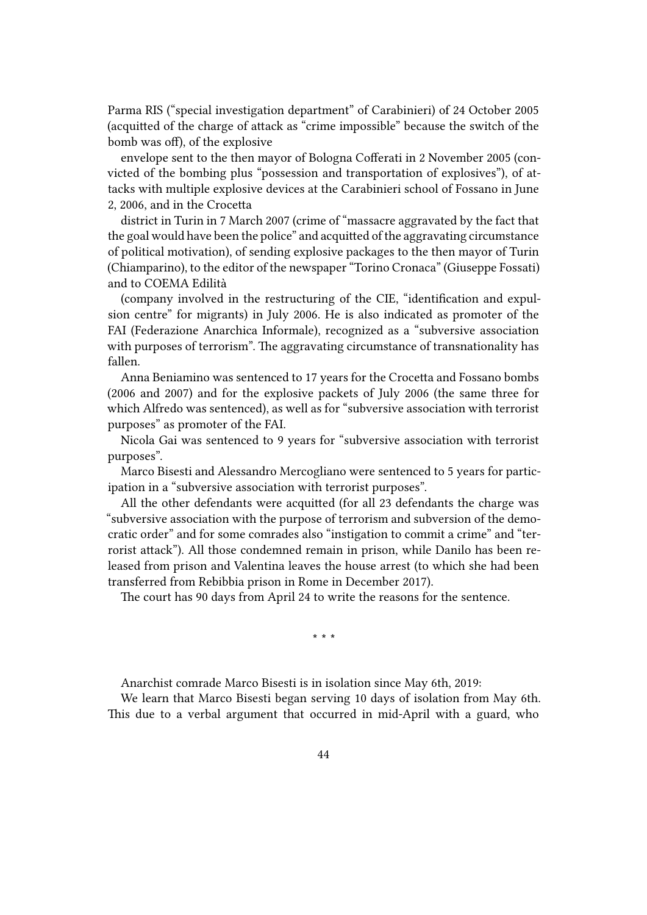Parma RIS ("special investigation department" of Carabinieri) of 24 October 2005 (acquitted of the charge of attack as "crime impossible" because the switch of the bomb was off), of the explosive

envelope sent to the then mayor of Bologna Cofferati in 2 November 2005 (convicted of the bombing plus "possession and transportation of explosives"), of attacks with multiple explosive devices at the Carabinieri school of Fossano in June 2, 2006, and in the Crocetta

district in Turin in 7 March 2007 (crime of "massacre aggravated by the fact that the goal would have been the police" and acquitted of the aggravating circumstance of political motivation), of sending explosive packages to the then mayor of Turin (Chiamparino), to the editor of the newspaper "Torino Cronaca" (Giuseppe Fossati) and to COEMA Edilità

(company involved in the restructuring of the CIE, "identification and expulsion centre" for migrants) in July 2006. He is also indicated as promoter of the FAI (Federazione Anarchica Informale), recognized as a "subversive association with purposes of terrorism". The aggravating circumstance of transnationality has fallen.

Anna Beniamino was sentenced to 17 years for the Crocetta and Fossano bombs (2006 and 2007) and for the explosive packets of July 2006 (the same three for which Alfredo was sentenced), as well as for "subversive association with terrorist purposes" as promoter of the FAI.

Nicola Gai was sentenced to 9 years for "subversive association with terrorist purposes".

Marco Bisesti and Alessandro Mercogliano were sentenced to 5 years for participation in a "subversive association with terrorist purposes".

All the other defendants were acquitted (for all 23 defendants the charge was "subversive association with the purpose of terrorism and subversion of the democratic order" and for some comrades also "instigation to commit a crime" and "terrorist attack"). All those condemned remain in prison, while Danilo has been released from prison and Valentina leaves the house arrest (to which she had been transferred from Rebibbia prison in Rome in December 2017).

The court has 90 days from April 24 to write the reasons for the sentence.

* * *

Anarchist comrade Marco Bisesti is in isolation since May 6th, 2019:

We learn that Marco Bisesti began serving 10 days of isolation from May 6th. This due to a verbal argument that occurred in mid-April with a guard, who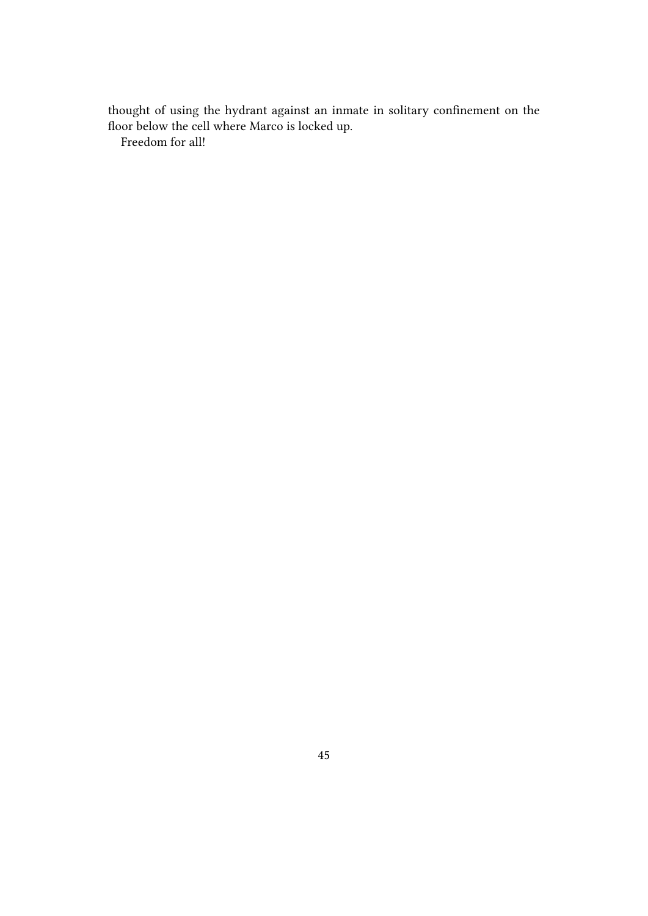thought of using the hydrant against an inmate in solitary confinement on the floor below the cell where Marco is locked up.

Freedom for all!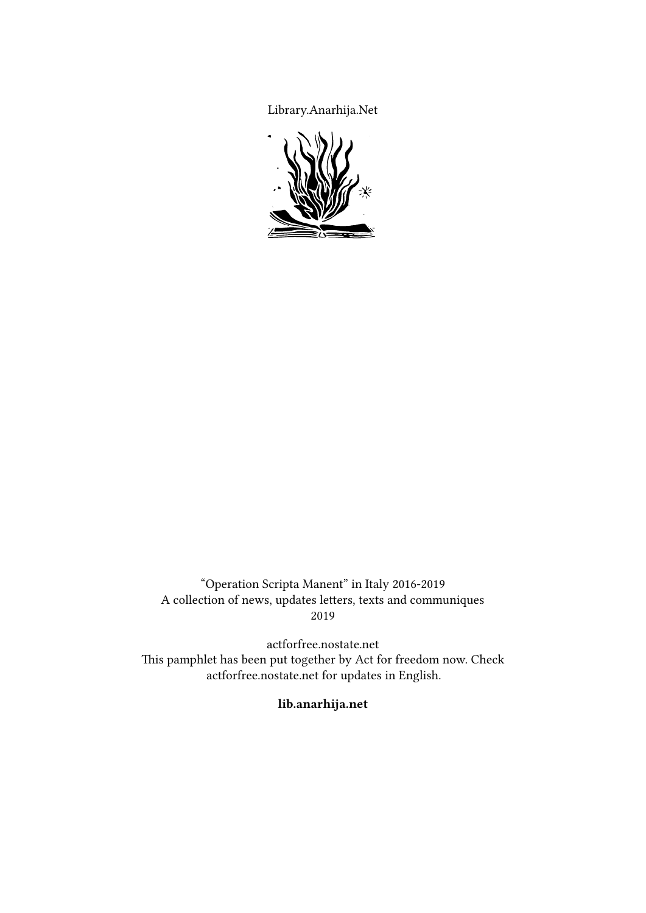Library.Anarhija.Net

"Operation Scripta Manent" in Italy 2016-2019
A collection of news, updates letters, texts and communiques
2019

actforfree.nostate.net
This pamphlet has been put together by Act for freedom now. Check actforfree.nostate.net for updates in English.

**lib.anarhija.net**